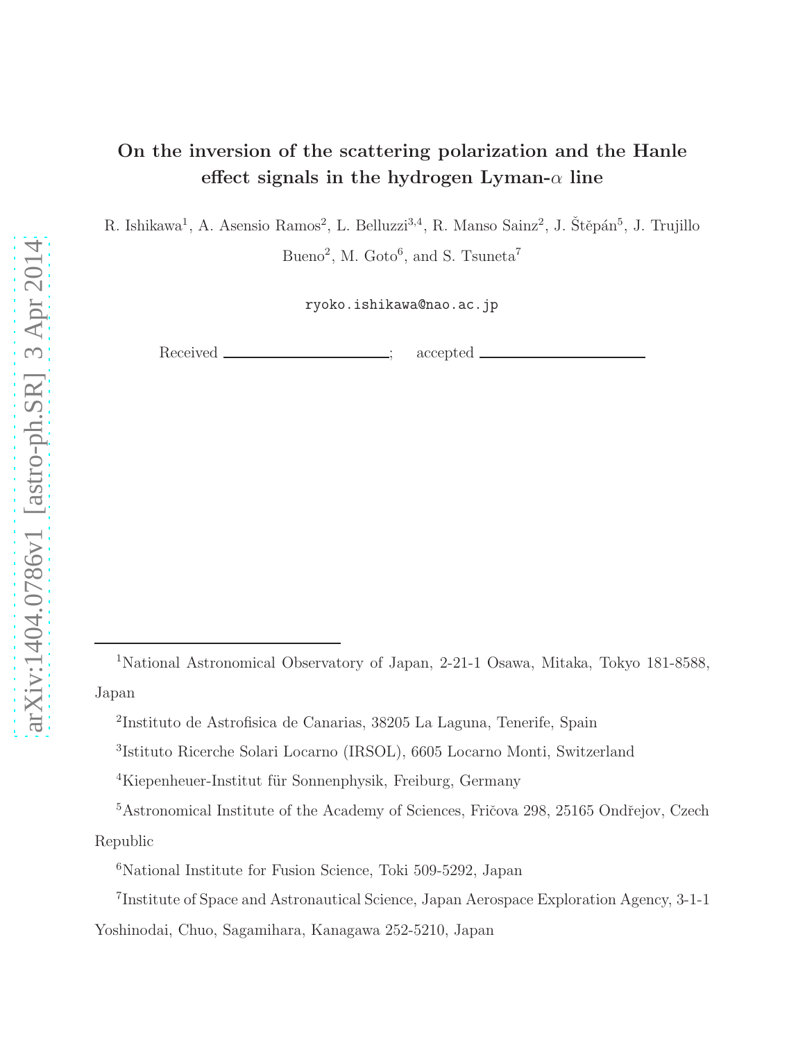# On the inversion of the scattering polarization and the Hanle effect signals in the hydrogen Lyman-$\alpha$ line

R. Ishikawa[1], A. Asensio Ramos[2], L. Belluzzi[3,4], R. Manso Sainz[2], J. Štěpán[5], J. Trujillo Bueno[2], M. Goto[6], and S. Tsuneta[7]

ryoko.ishikawa@nao.ac.jp

Received \_\_\_\_\_\_\_\_\_\_\_\_\_\_\_\_\_\_\_\_\_\_\_\_; accepted \_\_\_\_\_\_\_\_\_\_\_\_\_\_\_\_\_\_\_\_\_\_\_\_

---

[1]National Astronomical Observatory of Japan, 2-21-1 Osawa, Mitaka, Tokyo 181-8588, Japan

[2]Instituto de Astrofisica de Canarias, 38205 La Laguna, Tenerife, Spain

[3]Istituto Ricerche Solari Locarno (IRSOL), 6605 Locarno Monti, Switzerland

[4]Kiepenheuer-Institut für Sonnenphysik, Freiburg, Germany

[5]Astronomical Institute of the Academy of Sciences, Fričova 298, 25165 Ondřejov, Czech Republic

[6]National Institute for Fusion Science, Toki 509-5292, Japan

[7]Institute of Space and Astronautical Science, Japan Aerospace Exploration Agency, 3-1-1 Yoshinodai, Chuo, Sagamihara, Kanagawa 252-5210, Japan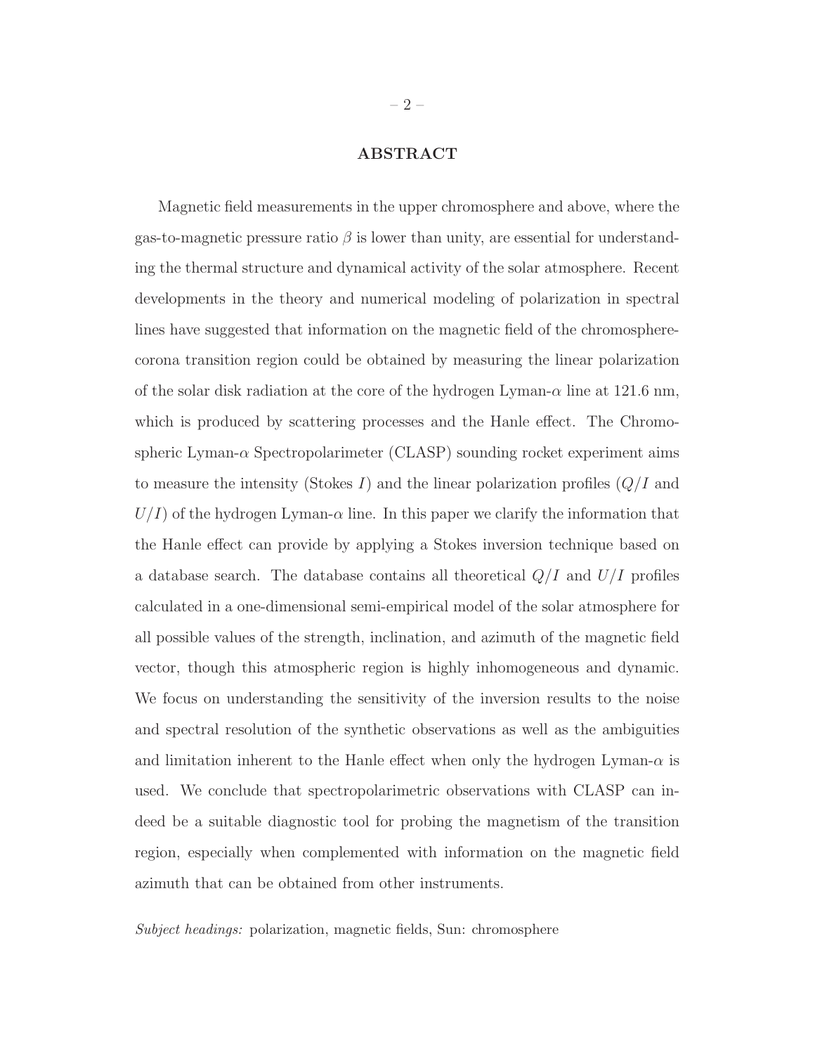## ABSTRACT

Magnetic field measurements in the upper chromosphere and above, where the gas-to-magnetic pressure ratio $\beta$ is lower than unity, are essential for understanding the thermal structure and dynamical activity of the solar atmosphere. Recent developments in the theory and numerical modeling of polarization in spectral lines have suggested that information on the magnetic field of the chromosphere-corona transition region could be obtained by measuring the linear polarization of the solar disk radiation at the core of the hydrogen Lyman-$\alpha$ line at 121.6 nm, which is produced by scattering processes and the Hanle effect. The Chromospheric Lyman-$\alpha$ Spectropolarimeter (CLASP) sounding rocket experiment aims to measure the intensity (Stokes $I$) and the linear polarization profiles ($Q/I$ and $U/I$) of the hydrogen Lyman-$\alpha$ line. In this paper we clarify the information that the Hanle effect can provide by applying a Stokes inversion technique based on a database search. The database contains all theoretical $Q/I$ and $U/I$ profiles calculated in a one-dimensional semi-empirical model of the solar atmosphere for all possible values of the strength, inclination, and azimuth of the magnetic field vector, though this atmospheric region is highly inhomogeneous and dynamic. We focus on understanding the sensitivity of the inversion results to the noise and spectral resolution of the synthetic observations as well as the ambiguities and limitation inherent to the Hanle effect when only the hydrogen Lyman-$\alpha$ is used. We conclude that spectropolarimetric observations with CLASP can indeed be a suitable diagnostic tool for probing the magnetism of the transition region, especially when complemented with information on the magnetic field azimuth that can be obtained from other instruments.

*Subject headings:* polarization, magnetic fields, Sun: chromosphere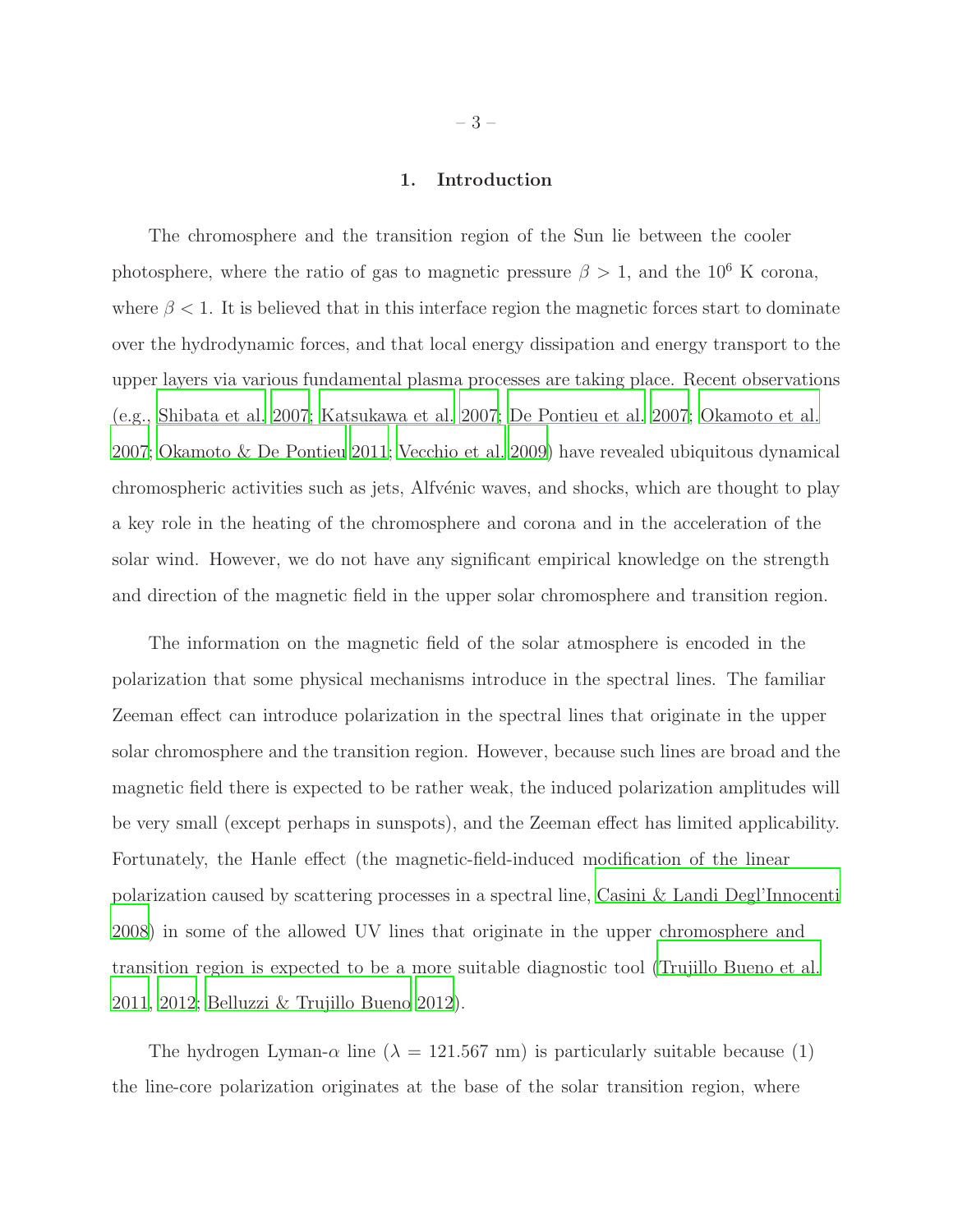## 1. Introduction

The chromosphere and the transition region of the Sun lie between the cooler photosphere, where the ratio of gas to magnetic pressure $\beta > 1$, and the $10^6$ K corona, where $\beta < 1$. It is believed that in this interface region the magnetic forces start to dominate over the hydrodynamic forces, and that local energy dissipation and energy transport to the upper layers via various fundamental plasma processes are taking place. Recent observations (e.g., Shibata et al. 2007; Katsukawa et al. 2007; De Pontieu et al. 2007; Okamoto et al. 2007; Okamoto & De Pontieu 2011; Vecchio et al. 2009) have revealed ubiquitous dynamical chromospheric activities such as jets, Alfvénic waves, and shocks, which are thought to play a key role in the heating of the chromosphere and corona and in the acceleration of the solar wind. However, we do not have any significant empirical knowledge on the strength and direction of the magnetic field in the upper solar chromosphere and transition region.

The information on the magnetic field of the solar atmosphere is encoded in the polarization that some physical mechanisms introduce in the spectral lines. The familiar Zeeman effect can introduce polarization in the spectral lines that originate in the upper solar chromosphere and the transition region. However, because such lines are broad and the magnetic field there is expected to be rather weak, the induced polarization amplitudes will be very small (except perhaps in sunspots), and the Zeeman effect has limited applicability. Fortunately, the Hanle effect (the magnetic-field-induced modification of the linear polarization caused by scattering processes in a spectral line, Casini & Landi Degl'Innocenti 2008) in some of the allowed UV lines that originate in the upper chromosphere and transition region is expected to be a more suitable diagnostic tool (Trujillo Bueno et al. 2011, 2012; Belluzzi & Trujillo Bueno 2012).

The hydrogen Lyman-$\alpha$ line ($\lambda = 121.567$ nm) is particularly suitable because (1) the line-core polarization originates at the base of the solar transition region, where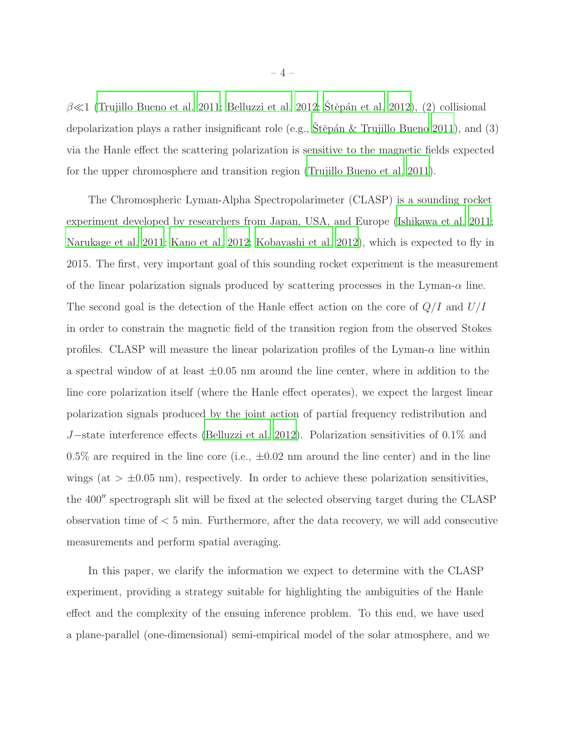$\beta \ll 1$ (Trujillo Bueno et al. 2011; Belluzzi et al. 2012; Štěpán et al. 2012), (2) collisional depolarization plays a rather insignificant role (e.g., Štěpán & Trujillo Bueno 2011), and (3) via the Hanle effect the scattering polarization is sensitive to the magnetic fields expected for the upper chromosphere and transition region (Trujillo Bueno et al. 2011).

The Chromospheric Lyman-Alpha Spectropolarimeter (CLASP) is a sounding rocket experiment developed by researchers from Japan, USA, and Europe (Ishikawa et al. 2011; Narukage et al. 2011; Kano et al. 2012; Kobayashi et al. 2012), which is expected to fly in 2015. The first, very important goal of this sounding rocket experiment is the measurement of the linear polarization signals produced by scattering processes in the Lyman-$\alpha$ line. The second goal is the detection of the Hanle effect action on the core of $Q/I$ and $U/I$ in order to constrain the magnetic field of the transition region from the observed Stokes profiles. CLASP will measure the linear polarization profiles of the Lyman-$\alpha$ line within a spectral window of at least $\pm 0.05$ nm around the line center, where in addition to the line core polarization itself (where the Hanle effect operates), we expect the largest linear polarization signals produced by the joint action of partial frequency redistribution and $J-$state interference effects (Belluzzi et al. 2012). Polarization sensitivities of 0.1% and 0.5% are required in the line core (i.e., $\pm 0.02$ nm around the line center) and in the line wings (at $> \pm 0.05$ nm), respectively. In order to achieve these polarization sensitivities, the $400''$ spectrograph slit will be fixed at the selected observing target during the CLASP observation time of $< 5$ min. Furthermore, after the data recovery, we will add consecutive measurements and perform spatial averaging.

In this paper, we clarify the information we expect to determine with the CLASP experiment, providing a strategy suitable for highlighting the ambiguities of the Hanle effect and the complexity of the ensuing inference problem. To this end, we have used a plane-parallel (one-dimensional) semi-empirical model of the solar atmosphere, and we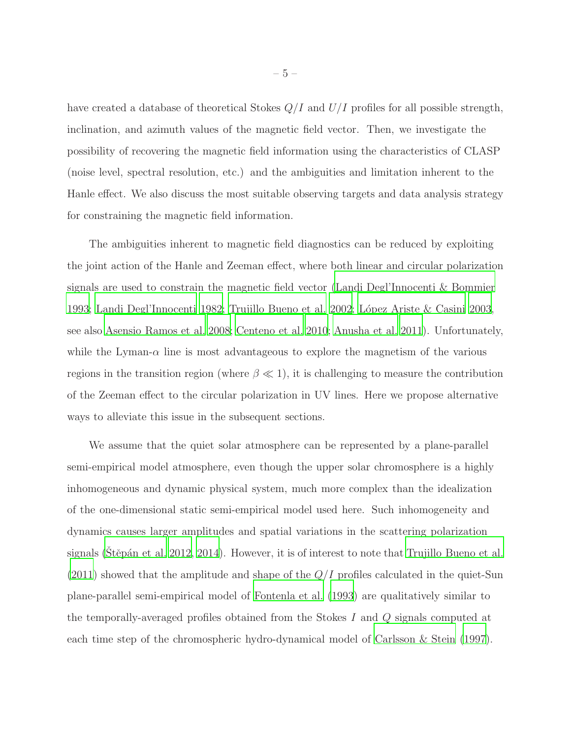have created a database of theoretical Stokes $Q/I$ and $U/I$ profiles for all possible strength, inclination, and azimuth values of the magnetic field vector. Then, we investigate the possibility of recovering the magnetic field information using the characteristics of CLASP (noise level, spectral resolution, etc.) and the ambiguities and limitation inherent to the Hanle effect. We also discuss the most suitable observing targets and data analysis strategy for constraining the magnetic field information.

The ambiguities inherent to magnetic field diagnostics can be reduced by exploiting the joint action of the Hanle and Zeeman effect, where both linear and circular polarization signals are used to constrain the magnetic field vector (Landi Degl'Innocenti & Bommier 1993; Landi Degl'Innocenti 1982; Trujillo Bueno et al. 2002; López Ariste & Casini 2003, see also Asensio Ramos et al. 2008; Centeno et al. 2010; Anusha et al. 2011). Unfortunately, while the Lyman-$\alpha$ line is most advantageous to explore the magnetism of the various regions in the transition region (where $\beta \ll 1$), it is challenging to measure the contribution of the Zeeman effect to the circular polarization in UV lines. Here we propose alternative ways to alleviate this issue in the subsequent sections.

We assume that the quiet solar atmosphere can be represented by a plane-parallel semi-empirical model atmosphere, even though the upper solar chromosphere is a highly inhomogeneous and dynamic physical system, much more complex than the idealization of the one-dimensional static semi-empirical model used here. Such inhomogeneity and dynamics causes larger amplitudes and spatial variations in the scattering polarization signals (Štěpán et al. 2012, 2014). However, it is of interest to note that Trujillo Bueno et al. (2011) showed that the amplitude and shape of the $Q/I$ profiles calculated in the quiet-Sun plane-parallel semi-empirical model of Fontenla et al. (1993) are qualitatively similar to the temporally-averaged profiles obtained from the Stokes $I$ and $Q$ signals computed at each time step of the chromospheric hydro-dynamical model of Carlsson & Stein (1997).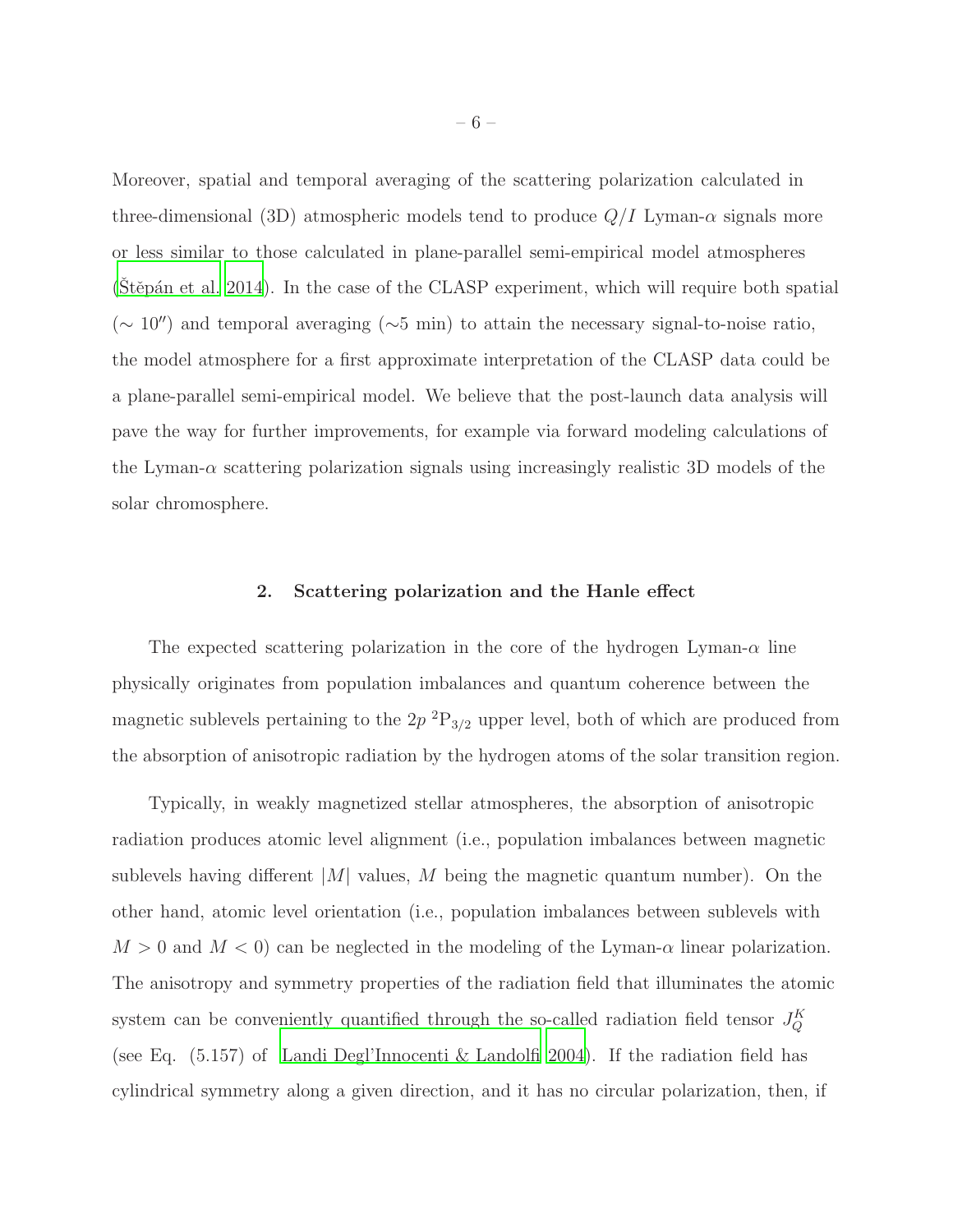Moreover, spatial and temporal averaging of the scattering polarization calculated in three-dimensional (3D) atmospheric models tend to produce $Q/I$ Lyman-$\alpha$ signals more or less similar to those calculated in plane-parallel semi-empirical model atmospheres (Štěpán et al. 2014). In the case of the CLASP experiment, which will require both spatial ($\sim 10''$) and temporal averaging ($\sim$5 min) to attain the necessary signal-to-noise ratio, the model atmosphere for a first approximate interpretation of the CLASP data could be a plane-parallel semi-empirical model. We believe that the post-launch data analysis will pave the way for further improvements, for example via forward modeling calculations of the Lyman-$\alpha$ scattering polarization signals using increasingly realistic 3D models of the solar chromosphere.

## 2. Scattering polarization and the Hanle effect

The expected scattering polarization in the core of the hydrogen Lyman-$\alpha$ line physically originates from population imbalances and quantum coherence between the magnetic sublevels pertaining to the $2p\ ^2\mathrm{P}_{3/2}$ upper level, both of which are produced from the absorption of anisotropic radiation by the hydrogen atoms of the solar transition region.

Typically, in weakly magnetized stellar atmospheres, the absorption of anisotropic radiation produces atomic level alignment (i.e., population imbalances between magnetic sublevels having different $|M|$ values, $M$ being the magnetic quantum number). On the other hand, atomic level orientation (i.e., population imbalances between sublevels with $M > 0$ and $M < 0$) can be neglected in the modeling of the Lyman-$\alpha$ linear polarization. The anisotropy and symmetry properties of the radiation field that illuminates the atomic system can be conveniently quantified through the so-called radiation field tensor $J^K_Q$ (see Eq. (5.157) of Landi Degl'Innocenti & Landolfi 2004). If the radiation field has cylindrical symmetry along a given direction, and it has no circular polarization, then, if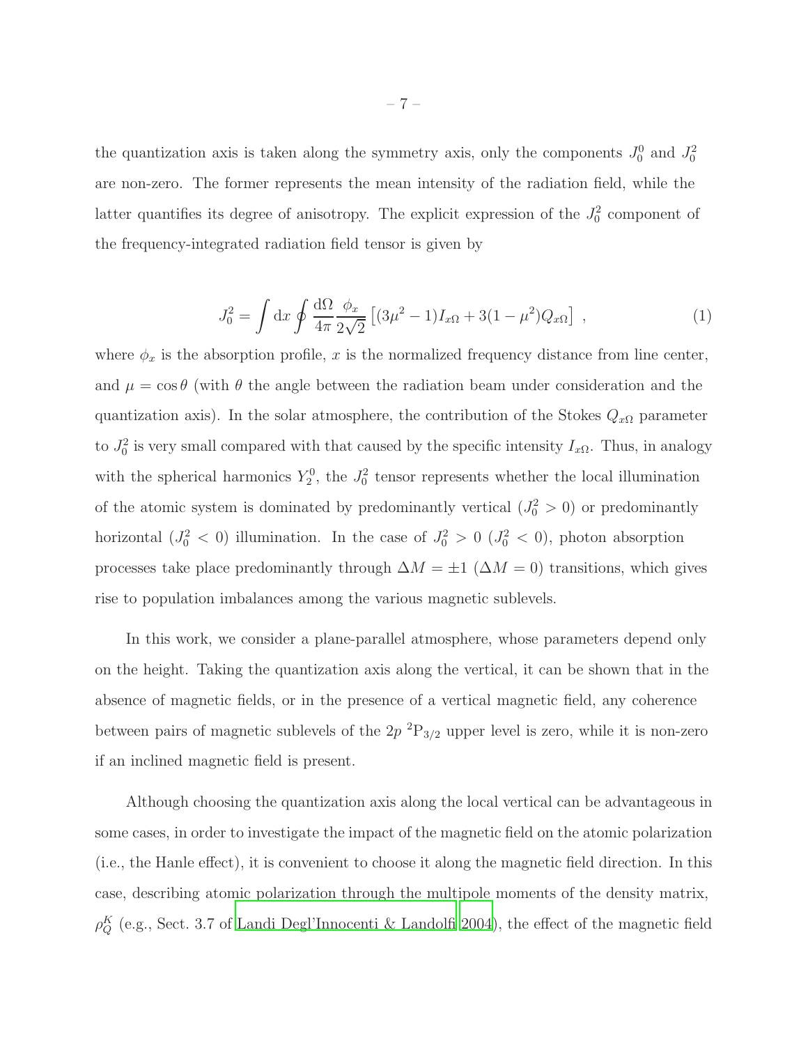the quantization axis is taken along the symmetry axis, only the components $J_0^0$ and $J_0^2$ are non-zero. The former represents the mean intensity of the radiation field, while the latter quantifies its degree of anisotropy. The explicit expression of the $J_0^2$ component of the frequency-integrated radiation field tensor is given by

$$J_0^2 = \int \mathrm{d}x \oint \frac{\mathrm{d}\Omega}{4\pi} \frac{\phi_x}{2\sqrt{2}} \left[ (3\mu^2 - 1) I_{x\Omega} + 3(1-\mu^2) Q_{x\Omega} \right] \,, \tag{1}$$

where $\phi_x$ is the absorption profile, $x$ is the normalized frequency distance from line center, and $\mu = \cos\theta$ (with $\theta$ the angle between the radiation beam under consideration and the quantization axis). In the solar atmosphere, the contribution of the Stokes $Q_{x\Omega}$ parameter to $J_0^2$ is very small compared with that caused by the specific intensity $I_{x\Omega}$. Thus, in analogy with the spherical harmonics $Y_2^0$, the $J_0^2$ tensor represents whether the local illumination of the atomic system is dominated by predominantly vertical ($J_0^2 > 0$) or predominantly horizontal ($J_0^2 < 0$) illumination. In the case of $J_0^2 > 0$ ($J_0^2 < 0$), photon absorption processes take place predominantly through $\Delta M = \pm 1$ ($\Delta M = 0$) transitions, which gives rise to population imbalances among the various magnetic sublevels.

In this work, we consider a plane-parallel atmosphere, whose parameters depend only on the height. Taking the quantization axis along the vertical, it can be shown that in the absence of magnetic fields, or in the presence of a vertical magnetic field, any coherence between pairs of magnetic sublevels of the $2p\ ^2\mathrm{P}_{3/2}$ upper level is zero, while it is non-zero if an inclined magnetic field is present.

Although choosing the quantization axis along the local vertical can be advantageous in some cases, in order to investigate the impact of the magnetic field on the atomic polarization (i.e., the Hanle effect), it is convenient to choose it along the magnetic field direction. In this case, describing atomic polarization through the multipole moments of the density matrix, $\rho_Q^K$ (e.g., Sect. 3.7 of Landi Degl'Innocenti & Landolfi 2004), the effect of the magnetic field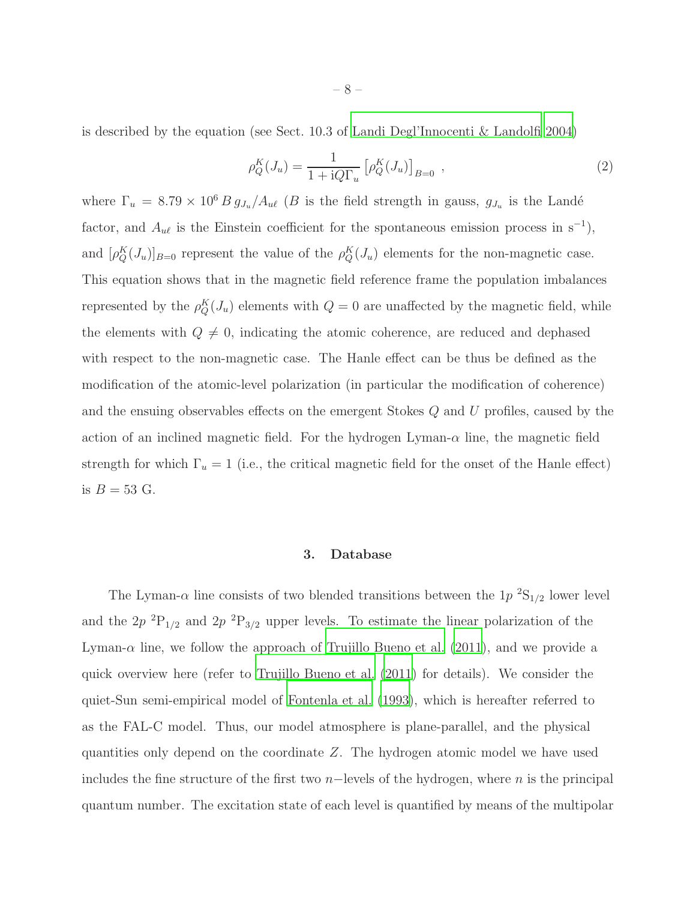is described by the equation (see Sect. 10.3 of Landi Degl'Innocenti & Landolfi 2004)

$$\rho_Q^K(J_u) = \frac{1}{1 + \mathrm{i}Q\Gamma_u} \left[\rho_Q^K(J_u)\right]_{B=0} \ , \tag{2}$$

where $\Gamma_u = 8.79 \times 10^6 \, B \, g_{J_u}/A_{u\ell}$ ($B$ is the field strength in gauss, $g_{J_u}$ is the Landé factor, and $A_{u\ell}$ is the Einstein coefficient for the spontaneous emission process in $\mathrm{s}^{-1}$), and $[\rho_Q^K(J_u)]_{B=0}$ represent the value of the $\rho_Q^K(J_u)$ elements for the non-magnetic case. This equation shows that in the magnetic field reference frame the population imbalances represented by the $\rho_Q^K(J_u)$ elements with $Q = 0$ are unaffected by the magnetic field, while the elements with $Q \neq 0$, indicating the atomic coherence, are reduced and dephased with respect to the non-magnetic case. The Hanle effect can be thus be defined as the modification of the atomic-level polarization (in particular the modification of coherence) and the ensuing observables effects on the emergent Stokes $Q$ and $U$ profiles, caused by the action of an inclined magnetic field. For the hydrogen Lyman-$\alpha$ line, the magnetic field strength for which $\Gamma_u = 1$ (i.e., the critical magnetic field for the onset of the Hanle effect) is $B = 53$ G.

## 3. Database

The Lyman-$\alpha$ line consists of two blended transitions between the $1p$ $^2\mathrm{S}_{1/2}$ lower level and the $2p$ $^2\mathrm{P}_{1/2}$ and $2p$ $^2\mathrm{P}_{3/2}$ upper levels. To estimate the linear polarization of the Lyman-$\alpha$ line, we follow the approach of Trujillo Bueno et al. (2011), and we provide a quick overview here (refer to Trujillo Bueno et al. (2011) for details). We consider the quiet-Sun semi-empirical model of Fontenla et al. (1993), which is hereafter referred to as the FAL-C model. Thus, our model atmosphere is plane-parallel, and the physical quantities only depend on the coordinate $Z$. The hydrogen atomic model we have used includes the fine structure of the first two $n-$levels of the hydrogen, where $n$ is the principal quantum number. The excitation state of each level is quantified by means of the multipolar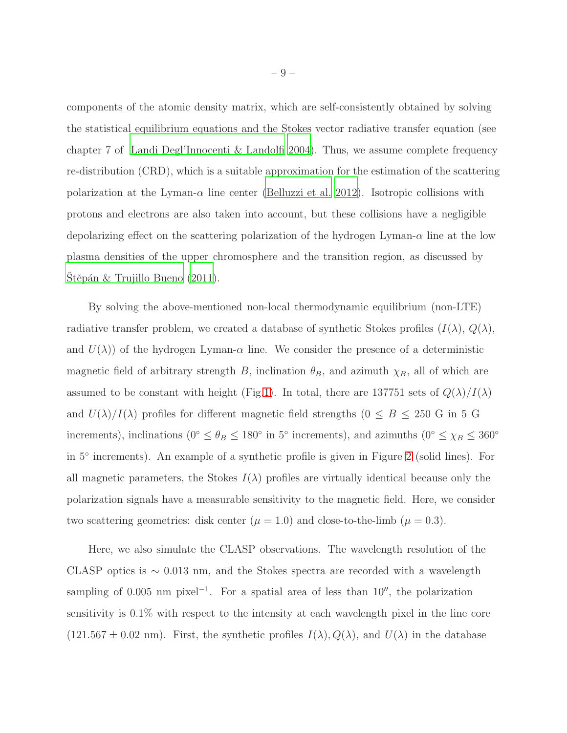components of the atomic density matrix, which are self-consistently obtained by solving the statistical equilibrium equations and the Stokes vector radiative transfer equation (see chapter 7 of Landi Degl'Innocenti & Landolfi 2004). Thus, we assume complete frequency re-distribution (CRD), which is a suitable approximation for the estimation of the scattering polarization at the Lyman-$\alpha$ line center (Belluzzi et al. 2012). Isotropic collisions with protons and electrons are also taken into account, but these collisions have a negligible depolarizing effect on the scattering polarization of the hydrogen Lyman-$\alpha$ line at the low plasma densities of the upper chromosphere and the transition region, as discussed by Štěpán & Trujillo Bueno (2011).

By solving the above-mentioned non-local thermodynamic equilibrium (non-LTE) radiative transfer problem, we created a database of synthetic Stokes profiles ($I(\lambda)$, $Q(\lambda)$, and $U(\lambda)$) of the hydrogen Lyman-$\alpha$ line. We consider the presence of a deterministic magnetic field of arbitrary strength $B$, inclination $\theta_B$, and azimuth $\chi_B$, all of which are assumed to be constant with height (Fig.1). In total, there are 137751 sets of $Q(\lambda)/I(\lambda)$ and $U(\lambda)/I(\lambda)$ profiles for different magnetic field strengths ($0 \leq B \leq 250$ G in 5 G increments), inclinations ($0^\circ \leq \theta_B \leq 180^\circ$ in 5° increments), and azimuths ($0^\circ \leq \chi_B \leq 360^\circ$ in 5° increments). An example of a synthetic profile is given in Figure 2 (solid lines). For all magnetic parameters, the Stokes $I(\lambda)$ profiles are virtually identical because only the polarization signals have a measurable sensitivity to the magnetic field. Here, we consider two scattering geometries: disk center ($\mu = 1.0$) and close-to-the-limb ($\mu = 0.3$).

Here, we also simulate the CLASP observations. The wavelength resolution of the CLASP optics is $\sim 0.013$ nm, and the Stokes spectra are recorded with a wavelength sampling of 0.005 nm pixel$^{-1}$. For a spatial area of less than $10''$, the polarization sensitivity is 0.1% with respect to the intensity at each wavelength pixel in the line core ($121.567 \pm 0.02$ nm). First, the synthetic profiles $I(\lambda), Q(\lambda)$, and $U(\lambda)$ in the database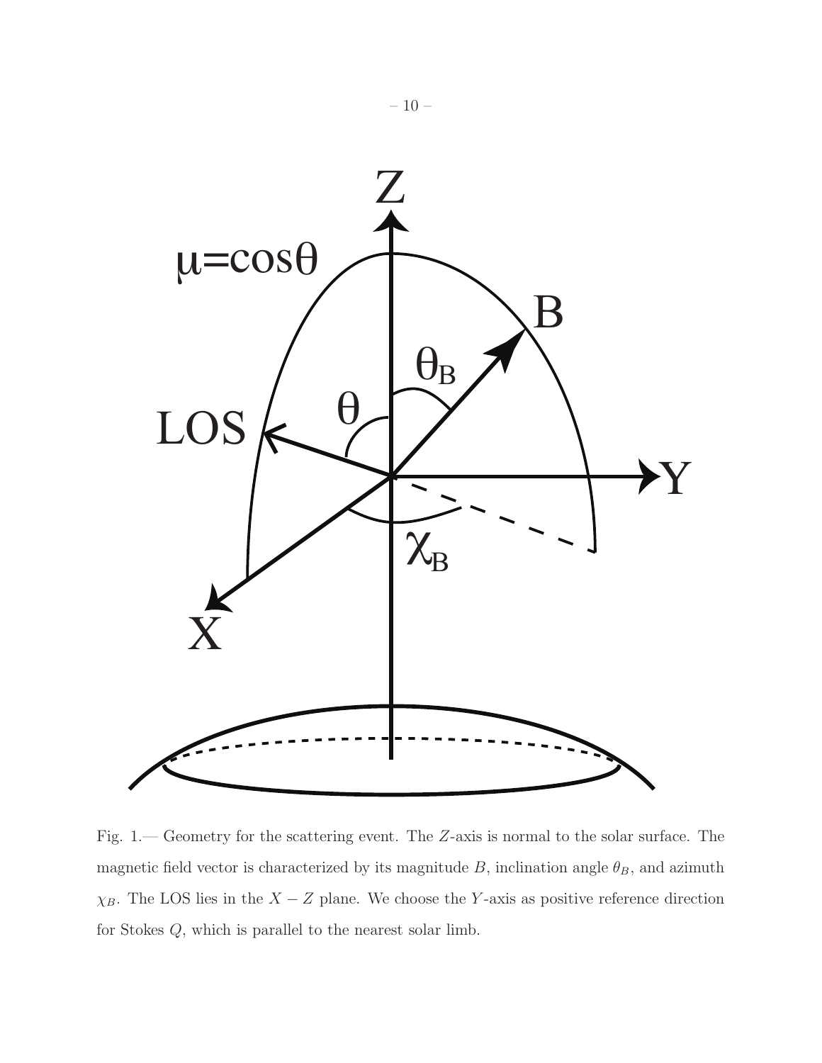Fig. 1.— Geometry for the scattering event. The $Z$-axis is normal to the solar surface. The magnetic field vector is characterized by its magnitude $B$, inclination angle $\theta_B$, and azimuth $\chi_B$. The LOS lies in the $X-Z$ plane. We choose the $Y$-axis as positive reference direction for Stokes $Q$, which is parallel to the nearest solar limb.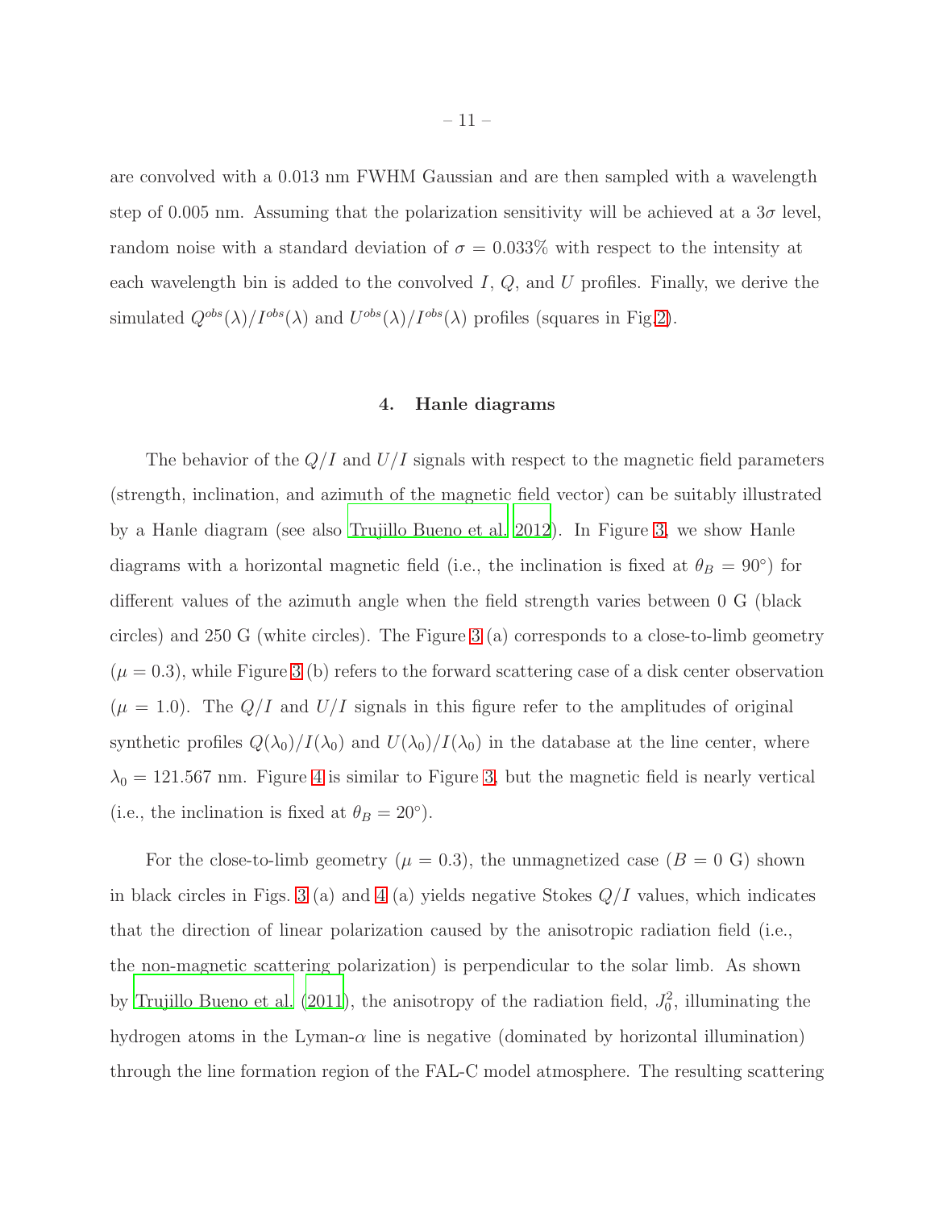are convolved with a 0.013 nm FWHM Gaussian and are then sampled with a wavelength step of 0.005 nm. Assuming that the polarization sensitivity will be achieved at a $3\sigma$ level, random noise with a standard deviation of $\sigma = 0.033\%$ with respect to the intensity at each wavelength bin is added to the convolved $I$, $Q$, and $U$ profiles. Finally, we derive the simulated $Q^{obs}(\lambda)/I^{obs}(\lambda)$ and $U^{obs}(\lambda)/I^{obs}(\lambda)$ profiles (squares in Fig.2).

## 4. Hanle diagrams

The behavior of the $Q/I$ and $U/I$ signals with respect to the magnetic field parameters (strength, inclination, and azimuth of the magnetic field vector) can be suitably illustrated by a Hanle diagram (see also Trujillo Bueno et al. 2012). In Figure 3, we show Hanle diagrams with a horizontal magnetic field (i.e., the inclination is fixed at $\theta_B = 90°$) for different values of the azimuth angle when the field strength varies between 0 G (black circles) and 250 G (white circles). The Figure 3 (a) corresponds to a close-to-limb geometry ($\mu = 0.3$), while Figure 3 (b) refers to the forward scattering case of a disk center observation ($\mu = 1.0$). The $Q/I$ and $U/I$ signals in this figure refer to the amplitudes of original synthetic profiles $Q(\lambda_0)/I(\lambda_0)$ and $U(\lambda_0)/I(\lambda_0)$ in the database at the line center, where $\lambda_0 = 121.567$ nm. Figure 4 is similar to Figure 3, but the magnetic field is nearly vertical (i.e., the inclination is fixed at $\theta_B = 20°$).

For the close-to-limb geometry ($\mu = 0.3$), the unmagnetized case ($B = 0$ G) shown in black circles in Figs. 3 (a) and 4 (a) yields negative Stokes $Q/I$ values, which indicates that the direction of linear polarization caused by the anisotropic radiation field (i.e., the non-magnetic scattering polarization) is perpendicular to the solar limb. As shown by Trujillo Bueno et al. (2011), the anisotropy of the radiation field, $J^2_0$, illuminating the hydrogen atoms in the Lyman-$\alpha$ line is negative (dominated by horizontal illumination) through the line formation region of the FAL-C model atmosphere. The resulting scattering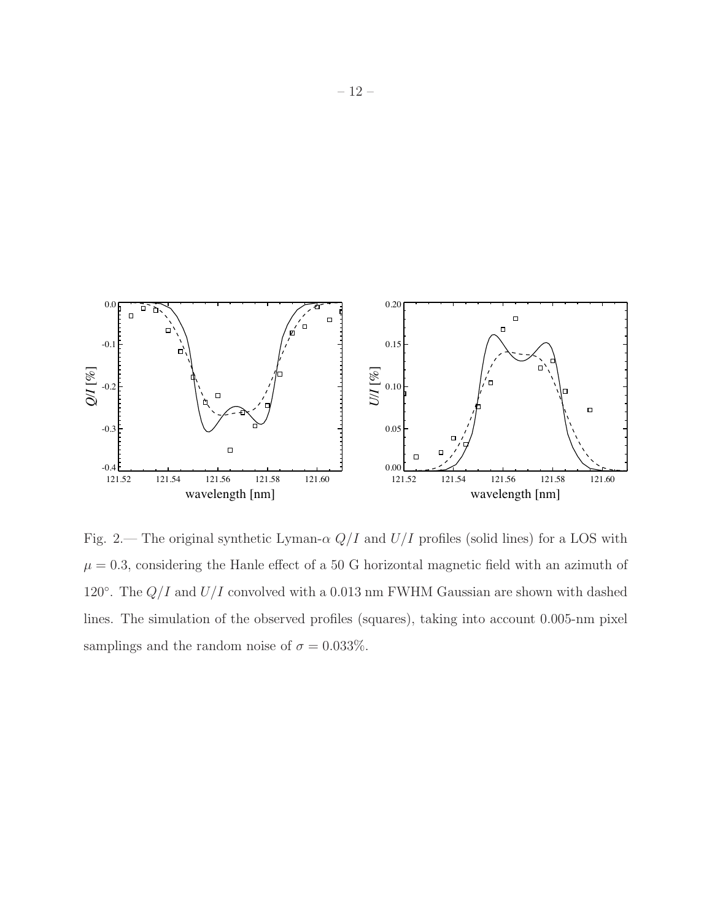Fig. 2.— The original synthetic Lyman-$\alpha$ $Q/I$ and $U/I$ profiles (solid lines) for a LOS with $\mu = 0.3$, considering the Hanle effect of a 50 G horizontal magnetic field with an azimuth of $120^{\circ}$. The $Q/I$ and $U/I$ convolved with a 0.013 nm FWHM Gaussian are shown with dashed lines. The simulation of the observed profiles (squares), taking into account 0.005-nm pixel samplings and the random noise of $\sigma = 0.033\%$.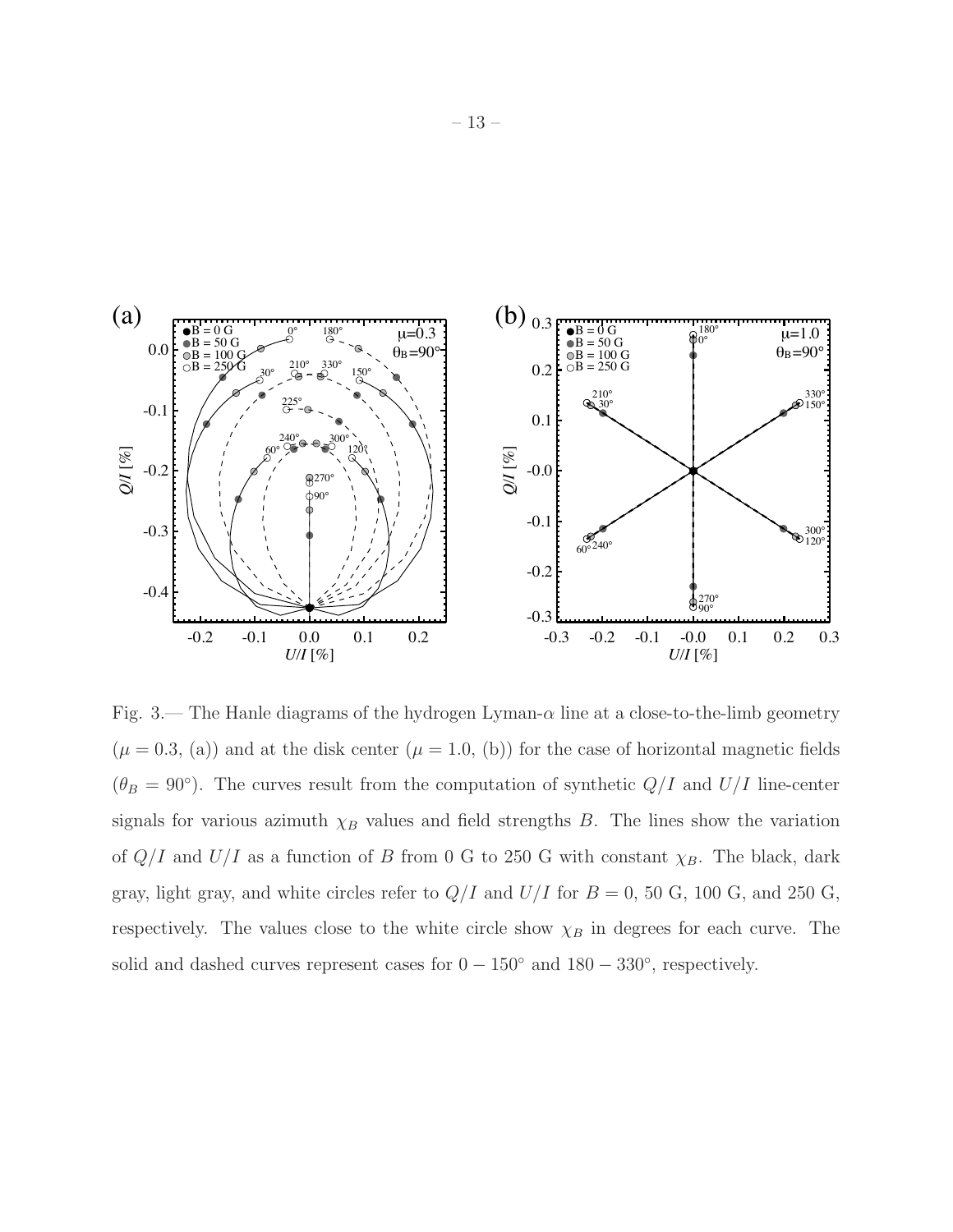Fig. 3.— The Hanle diagrams of the hydrogen Lyman-$\alpha$ line at a close-to-the-limb geometry ($\mu = 0.3$, (a)) and at the disk center ($\mu = 1.0$, (b)) for the case of horizontal magnetic fields ($\theta_B = 90^\circ$). The curves result from the computation of synthetic $Q/I$ and $U/I$ line-center signals for various azimuth $\chi_B$ values and field strengths $B$. The lines show the variation of $Q/I$ and $U/I$ as a function of $B$ from 0 G to 250 G with constant $\chi_B$. The black, dark gray, light gray, and white circles refer to $Q/I$ and $U/I$ for $B = 0$, 50 G, 100 G, and 250 G, respectively. The values close to the white circle show $\chi_B$ in degrees for each curve. The solid and dashed curves represent cases for $0 - 150^\circ$ and $180 - 330^\circ$, respectively.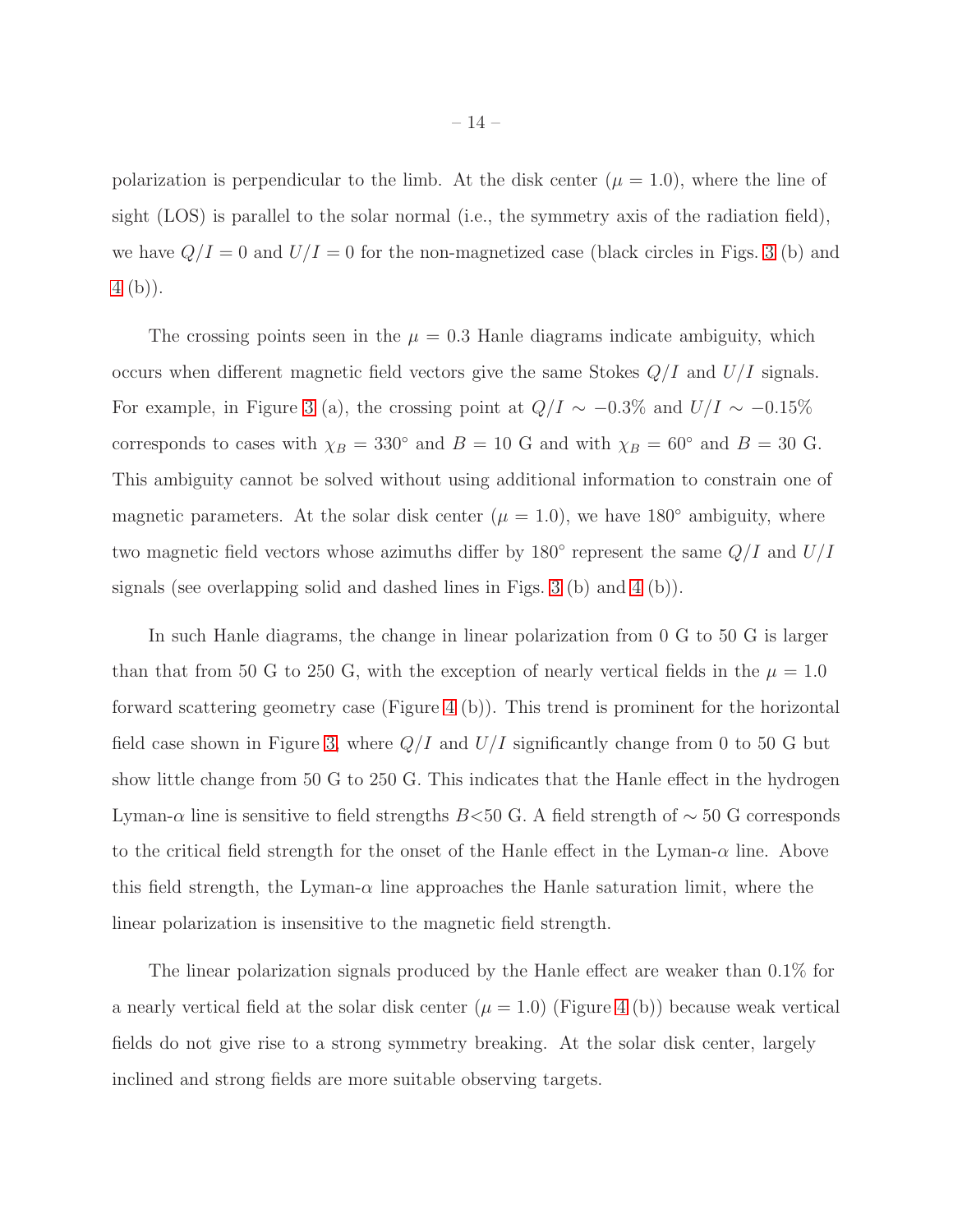polarization is perpendicular to the limb. At the disk center ($\mu = 1.0$), where the line of sight (LOS) is parallel to the solar normal (i.e., the symmetry axis of the radiation field), we have $Q/I = 0$ and $U/I = 0$ for the non-magnetized case (black circles in Figs. 3 (b) and 4 (b)).

The crossing points seen in the $\mu = 0.3$ Hanle diagrams indicate ambiguity, which occurs when different magnetic field vectors give the same Stokes $Q/I$ and $U/I$ signals. For example, in Figure 3 (a), the crossing point at $Q/I \sim -0.3\%$ and $U/I \sim -0.15\%$ corresponds to cases with $\chi_B = 330^\circ$ and $B = 10$ G and with $\chi_B = 60^\circ$ and $B = 30$ G. This ambiguity cannot be solved without using additional information to constrain one of magnetic parameters. At the solar disk center ($\mu = 1.0$), we have $180^\circ$ ambiguity, where two magnetic field vectors whose azimuths differ by $180^\circ$ represent the same $Q/I$ and $U/I$ signals (see overlapping solid and dashed lines in Figs. 3 (b) and 4 (b)).

In such Hanle diagrams, the change in linear polarization from 0 G to 50 G is larger than that from 50 G to 250 G, with the exception of nearly vertical fields in the $\mu = 1.0$ forward scattering geometry case (Figure 4 (b)). This trend is prominent for the horizontal field case shown in Figure 3, where $Q/I$ and $U/I$ significantly change from 0 to 50 G but show little change from 50 G to 250 G. This indicates that the Hanle effect in the hydrogen Lyman-$\alpha$ line is sensitive to field strengths $B<50$ G. A field strength of $\sim 50$ G corresponds to the critical field strength for the onset of the Hanle effect in the Lyman-$\alpha$ line. Above this field strength, the Lyman-$\alpha$ line approaches the Hanle saturation limit, where the linear polarization is insensitive to the magnetic field strength.

The linear polarization signals produced by the Hanle effect are weaker than 0.1% for a nearly vertical field at the solar disk center ($\mu = 1.0$) (Figure 4 (b)) because weak vertical fields do not give rise to a strong symmetry breaking. At the solar disk center, largely inclined and strong fields are more suitable observing targets.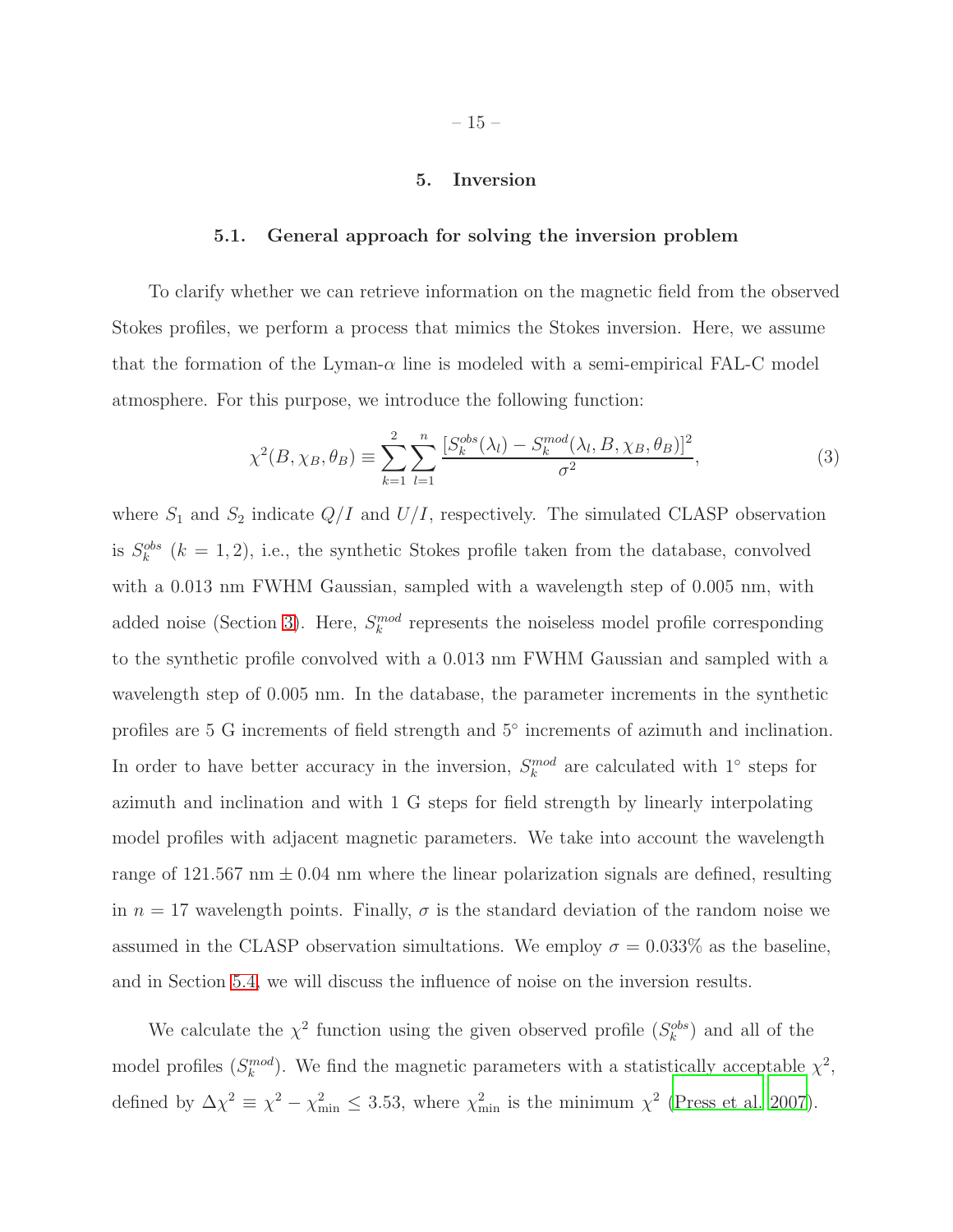## 5. Inversion

### 5.1. General approach for solving the inversion problem

To clarify whether we can retrieve information on the magnetic field from the observed Stokes profiles, we perform a process that mimics the Stokes inversion. Here, we assume that the formation of the Lyman-$\alpha$ line is modeled with a semi-empirical FAL-C model atmosphere. For this purpose, we introduce the following function:

$$\chi^2(B, \chi_B, \theta_B) \equiv \sum_{k=1}^{2} \sum_{l=1}^{n} \frac{[S_k^{obs}(\lambda_l) - S_k^{mod}(\lambda_l, B, \chi_B, \theta_B)]^2}{\sigma^2}, \tag{3}$$

where $S_1$ and $S_2$ indicate $Q/I$ and $U/I$, respectively. The simulated CLASP observation is $S_k^{obs}$ ($k = 1, 2$), i.e., the synthetic Stokes profile taken from the database, convolved with a 0.013 nm FWHM Gaussian, sampled with a wavelength step of 0.005 nm, with added noise (Section 3). Here, $S_k^{mod}$ represents the noiseless model profile corresponding to the synthetic profile convolved with a 0.013 nm FWHM Gaussian and sampled with a wavelength step of 0.005 nm. In the database, the parameter increments in the synthetic profiles are 5 G increments of field strength and 5° increments of azimuth and inclination. In order to have better accuracy in the inversion, $S_k^{mod}$ are calculated with 1° steps for azimuth and inclination and with 1 G steps for field strength by linearly interpolating model profiles with adjacent magnetic parameters. We take into account the wavelength range of 121.567 nm $\pm$ 0.04 nm where the linear polarization signals are defined, resulting in $n = 17$ wavelength points. Finally, $\sigma$ is the standard deviation of the random noise we assumed in the CLASP observation simultations. We employ $\sigma = 0.033\%$ as the baseline, and in Section 5.4, we will discuss the influence of noise on the inversion results.

We calculate the $\chi^2$ function using the given observed profile ($S_k^{obs}$) and all of the model profiles ($S_k^{mod}$). We find the magnetic parameters with a statistically acceptable $\chi^2$, defined by $\Delta\chi^2 \equiv \chi^2 - \chi^2_{\min} \leq 3.53$, where $\chi^2_{\min}$ is the minimum $\chi^2$ (Press et al. 2007).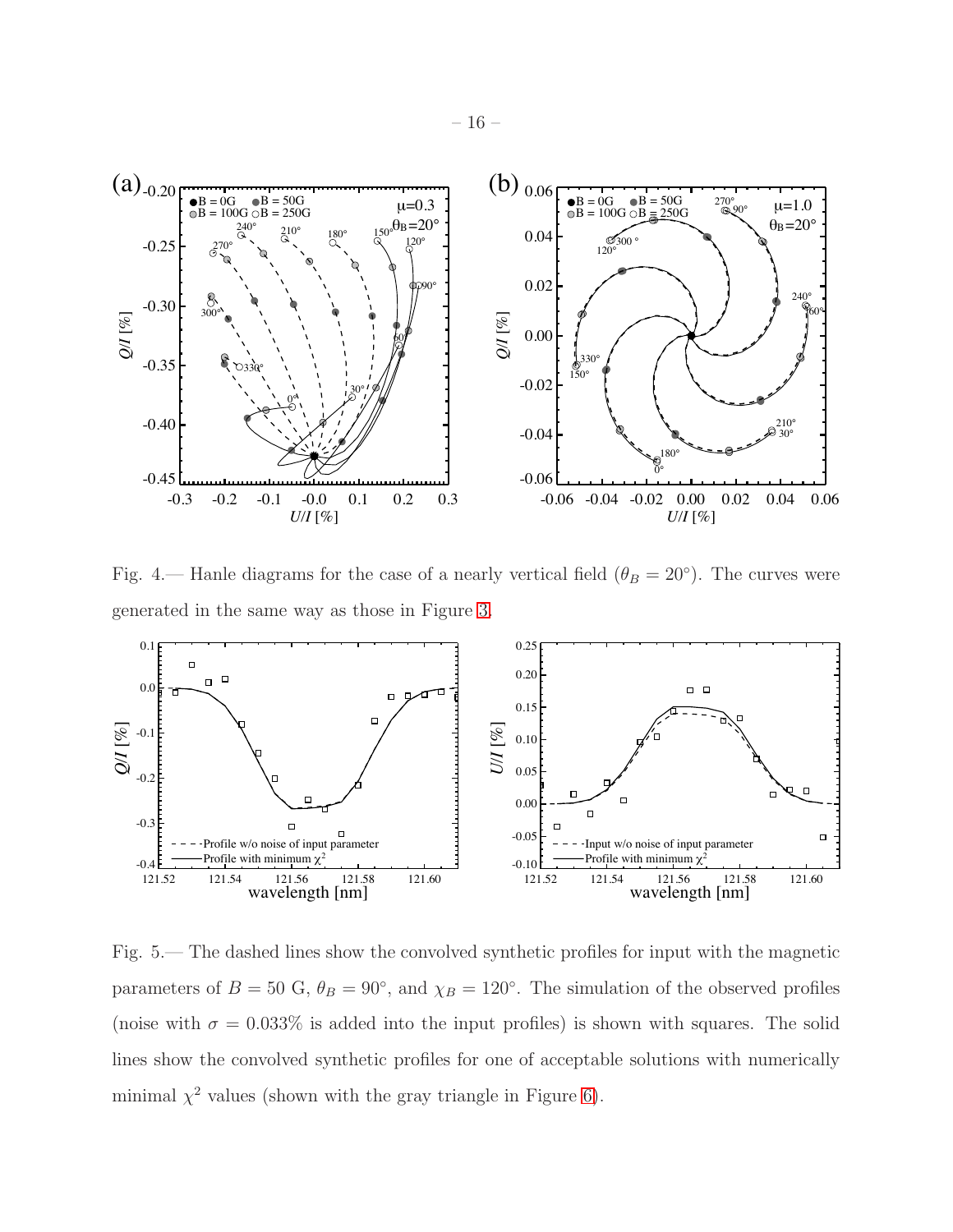Fig. 4.— Hanle diagrams for the case of a nearly vertical field ($\theta_B = 20^\circ$). The curves were generated in the same way as those in Figure 3.

Fig. 5.— The dashed lines show the convolved synthetic profiles for input with the magnetic parameters of $B = 50$ G, $\theta_B = 90^\circ$, and $\chi_B = 120^\circ$. The simulation of the observed profiles (noise with $\sigma = 0.033\%$ is added into the input profiles) is shown with squares. The solid lines show the convolved synthetic profiles for one of acceptable solutions with numerically minimal $\chi^2$ values (shown with the gray triangle in Figure 6).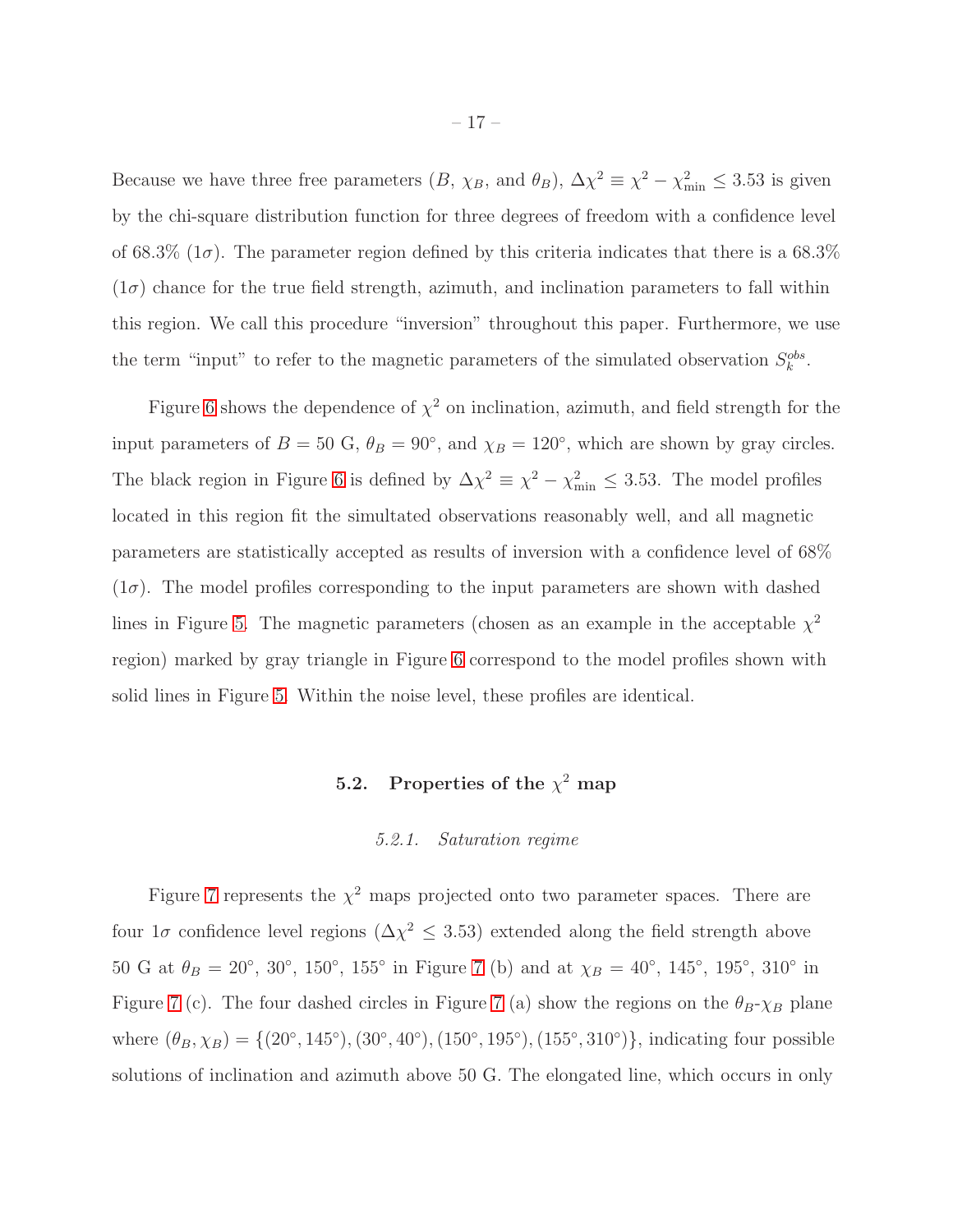Because we have three free parameters ($B$, $\chi_B$, and $\theta_B$), $\Delta\chi^2 \equiv \chi^2 - \chi^2_{\min} \leq 3.53$ is given by the chi-square distribution function for three degrees of freedom with a confidence level of 68.3% ($1\sigma$). The parameter region defined by this criteria indicates that there is a 68.3% ($1\sigma$) chance for the true field strength, azimuth, and inclination parameters to fall within this region. We call this procedure "inversion" throughout this paper. Furthermore, we use the term "input" to refer to the magnetic parameters of the simulated observation $S_k^{obs}$.

Figure 6 shows the dependence of $\chi^2$ on inclination, azimuth, and field strength for the input parameters of $B = 50$ G, $\theta_B = 90°$, and $\chi_B = 120°$, which are shown by gray circles. The black region in Figure 6 is defined by $\Delta\chi^2 \equiv \chi^2 - \chi^2_{\min} \leq 3.53$. The model profiles located in this region fit the simultated observations reasonably well, and all magnetic parameters are statistically accepted as results of inversion with a confidence level of 68% ($1\sigma$). The model profiles corresponding to the input parameters are shown with dashed lines in Figure 5. The magnetic parameters (chosen as an example in the acceptable $\chi^2$ region) marked by gray triangle in Figure 6 correspond to the model profiles shown with solid lines in Figure 5. Within the noise level, these profiles are identical.

## 5.2. Properties of the $\chi^2$ map

### *5.2.1. Saturation regime*

Figure 7 represents the $\chi^2$ maps projected onto two parameter spaces. There are four $1\sigma$ confidence level regions ($\Delta\chi^2 \leq 3.53$) extended along the field strength above 50 G at $\theta_B = 20°$, $30°$, $150°$, $155°$ in Figure 7 (b) and at $\chi_B = 40°$, $145°$, $195°$, $310°$ in Figure 7 (c). The four dashed circles in Figure 7 (a) show the regions on the $\theta_B$-$\chi_B$ plane where $(\theta_B, \chi_B) = \{(20°, 145°), (30°, 40°), (150°, 195°), (155°, 310°)\}$, indicating four possible solutions of inclination and azimuth above 50 G. The elongated line, which occurs in only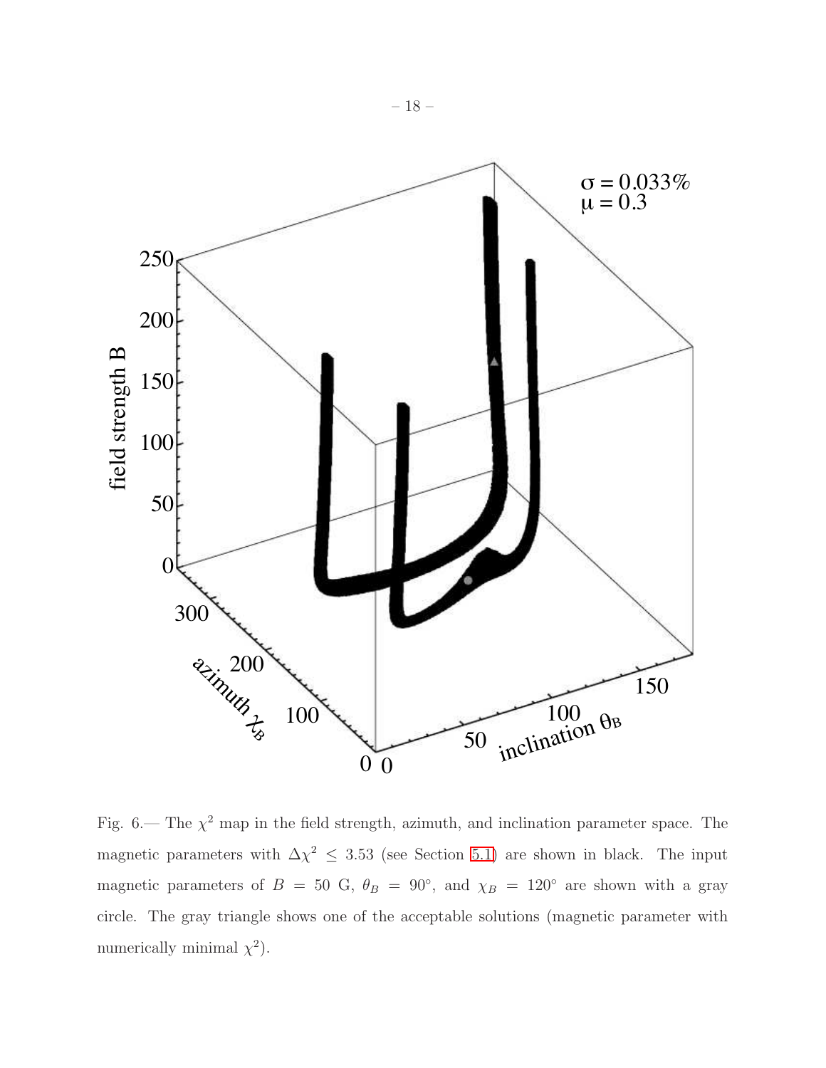Fig. 6.— The $\chi^2$ map in the field strength, azimuth, and inclination parameter space. The magnetic parameters with $\Delta\chi^2 \leq 3.53$ (see Section 5.1) are shown in black. The input magnetic parameters of $B = 50$ G, $\theta_B = 90^\circ$, and $\chi_B = 120^\circ$ are shown with a gray circle. The gray triangle shows one of the acceptable solutions (magnetic parameter with numerically minimal $\chi^2$).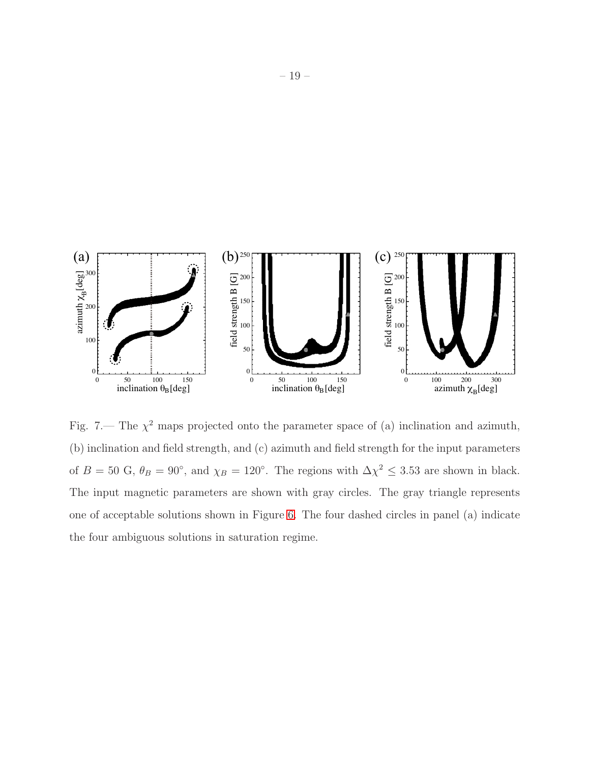Fig. 7.— The $\chi^2$ maps projected onto the parameter space of (a) inclination and azimuth, (b) inclination and field strength, and (c) azimuth and field strength for the input parameters of $B = 50$ G, $\theta_B = 90^\circ$, and $\chi_B = 120^\circ$. The regions with $\Delta\chi^2 \leq 3.53$ are shown in black. The input magnetic parameters are shown with gray circles. The gray triangle represents one of acceptable solutions shown in Figure 6. The four dashed circles in panel (a) indicate the four ambiguous solutions in saturation regime.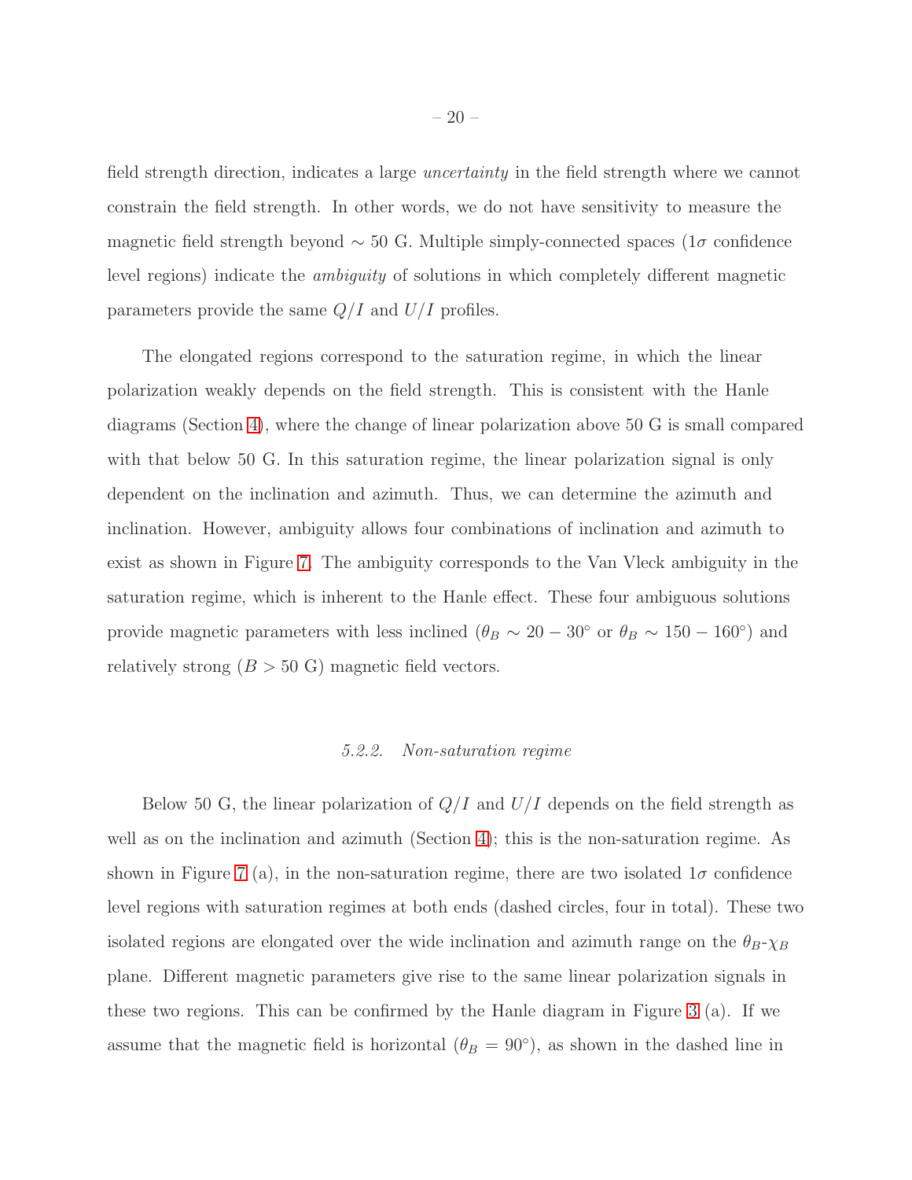field strength direction, indicates a large *uncertainty* in the field strength where we cannot constrain the field strength. In other words, we do not have sensitivity to measure the magnetic field strength beyond $\sim 50$ G. Multiple simply-connected spaces ($1\sigma$ confidence level regions) indicate the *ambiguity* of solutions in which completely different magnetic parameters provide the same $Q/I$ and $U/I$ profiles.

The elongated regions correspond to the saturation regime, in which the linear polarization weakly depends on the field strength. This is consistent with the Hanle diagrams (Section 4), where the change of linear polarization above 50 G is small compared with that below 50 G. In this saturation regime, the linear polarization signal is only dependent on the inclination and azimuth. Thus, we can determine the azimuth and inclination. However, ambiguity allows four combinations of inclination and azimuth to exist as shown in Figure 7. The ambiguity corresponds to the Van Vleck ambiguity in the saturation regime, which is inherent to the Hanle effect. These four ambiguous solutions provide magnetic parameters with less inclined ($\theta_B \sim 20-30^\circ$ or $\theta_B \sim 150-160^\circ$) and relatively strong ($B > 50$ G) magnetic field vectors.

#### 5.2.2. Non-saturation regime

Below 50 G, the linear polarization of $Q/I$ and $U/I$ depends on the field strength as well as on the inclination and azimuth (Section 4); this is the non-saturation regime. As shown in Figure 7 (a), in the non-saturation regime, there are two isolated $1\sigma$ confidence level regions with saturation regimes at both ends (dashed circles, four in total). These two isolated regions are elongated over the wide inclination and azimuth range on the $\theta_B$-$\chi_B$ plane. Different magnetic parameters give rise to the same linear polarization signals in these two regions. This can be confirmed by the Hanle diagram in Figure 3 (a). If we assume that the magnetic field is horizontal ($\theta_B = 90^\circ$), as shown in the dashed line in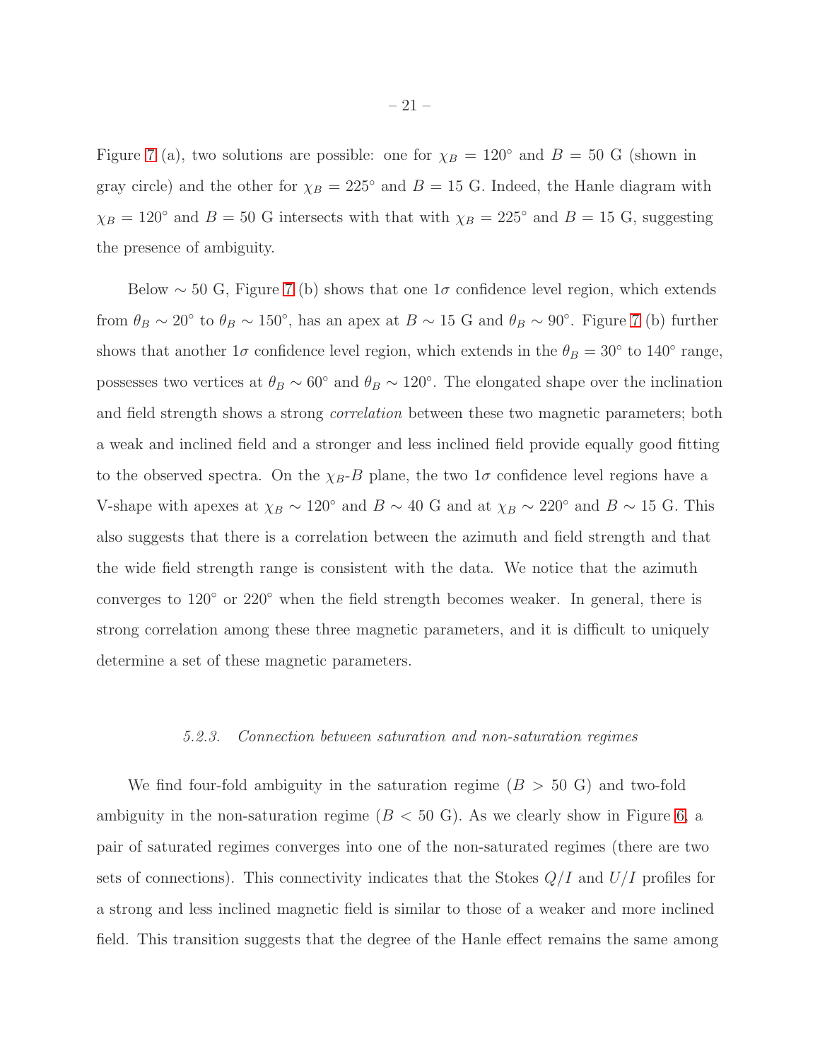Figure 7 (a), two solutions are possible: one for $\chi_B = 120^\circ$ and $B = 50$ G (shown in gray circle) and the other for $\chi_B = 225^\circ$ and $B = 15$ G. Indeed, the Hanle diagram with $\chi_B = 120^\circ$ and $B = 50$ G intersects with that with $\chi_B = 225^\circ$ and $B = 15$ G, suggesting the presence of ambiguity.

Below $\sim 50$ G, Figure 7 (b) shows that one $1\sigma$ confidence level region, which extends from $\theta_B \sim 20^\circ$ to $\theta_B \sim 150^\circ$, has an apex at $B \sim 15$ G and $\theta_B \sim 90^\circ$. Figure 7 (b) further shows that another $1\sigma$ confidence level region, which extends in the $\theta_B = 30^\circ$ to $140^\circ$ range, possesses two vertices at $\theta_B \sim 60^\circ$ and $\theta_B \sim 120^\circ$. The elongated shape over the inclination and field strength shows a strong *correlation* between these two magnetic parameters; both a weak and inclined field and a stronger and less inclined field provide equally good fitting to the observed spectra. On the $\chi_B$-$B$ plane, the two $1\sigma$ confidence level regions have a V-shape with apexes at $\chi_B \sim 120^\circ$ and $B \sim 40$ G and at $\chi_B \sim 220^\circ$ and $B \sim 15$ G. This also suggests that there is a correlation between the azimuth and field strength and that the wide field strength range is consistent with the data. We notice that the azimuth converges to $120^\circ$ or $220^\circ$ when the field strength becomes weaker. In general, there is strong correlation among these three magnetic parameters, and it is difficult to uniquely determine a set of these magnetic parameters.

#### 5.2.3. Connection between saturation and non-saturation regimes

We find four-fold ambiguity in the saturation regime ($B > 50$ G) and two-fold ambiguity in the non-saturation regime ($B < 50$ G). As we clearly show in Figure 6, a pair of saturated regimes converges into one of the non-saturated regimes (there are two sets of connections). This connectivity indicates that the Stokes $Q/I$ and $U/I$ profiles for a strong and less inclined magnetic field is similar to those of a weaker and more inclined field. This transition suggests that the degree of the Hanle effect remains the same among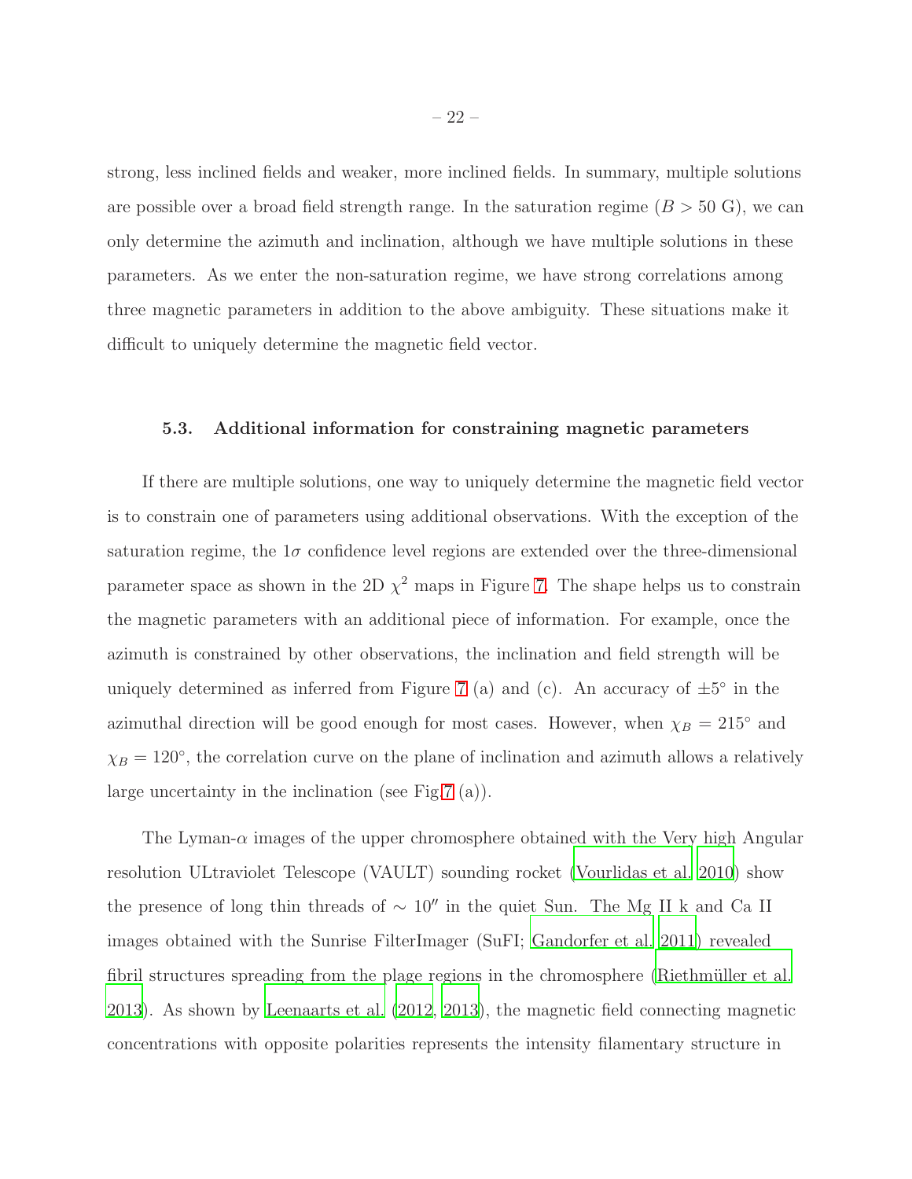strong, less inclined fields and weaker, more inclined fields. In summary, multiple solutions are possible over a broad field strength range. In the saturation regime ($B > 50$ G), we can only determine the azimuth and inclination, although we have multiple solutions in these parameters. As we enter the non-saturation regime, we have strong correlations among three magnetic parameters in addition to the above ambiguity. These situations make it difficult to uniquely determine the magnetic field vector.

### 5.3. Additional information for constraining magnetic parameters

If there are multiple solutions, one way to uniquely determine the magnetic field vector is to constrain one of parameters using additional observations. With the exception of the saturation regime, the $1\sigma$ confidence level regions are extended over the three-dimensional parameter space as shown in the 2D $\chi^2$ maps in Figure 7. The shape helps us to constrain the magnetic parameters with an additional piece of information. For example, once the azimuth is constrained by other observations, the inclination and field strength will be uniquely determined as inferred from Figure 7 (a) and (c). An accuracy of $\pm 5^\circ$ in the azimuthal direction will be good enough for most cases. However, when $\chi_B = 215^\circ$ and $\chi_B = 120^\circ$, the correlation curve on the plane of inclination and azimuth allows a relatively large uncertainty in the inclination (see Fig.7 (a)).

The Lyman-$\alpha$ images of the upper chromosphere obtained with the Very high Angular resolution ULtraviolet Telescope (VAULT) sounding rocket (Vourlidas et al. 2010) show the presence of long thin threads of $\sim 10''$ in the quiet Sun. The Mg II k and Ca II images obtained with the Sunrise FilterImager (SuFI; Gandorfer et al. 2011) revealed fibril structures spreading from the plage regions in the chromosphere (Riethmüller et al. 2013). As shown by Leenaarts et al. (2012, 2013), the magnetic field connecting magnetic concentrations with opposite polarities represents the intensity filamentary structure in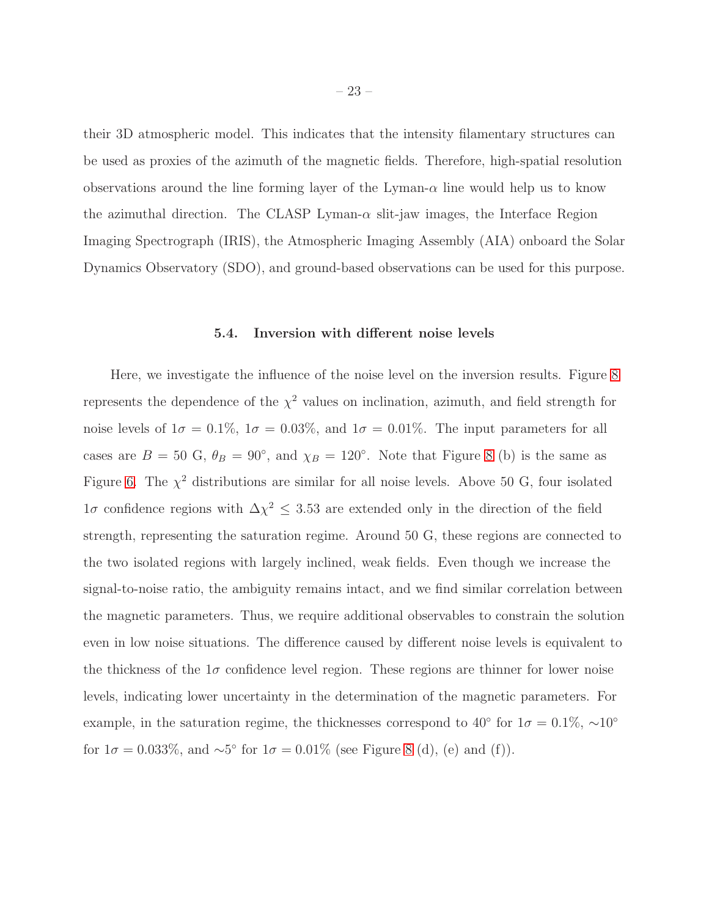their 3D atmospheric model. This indicates that the intensity filamentary structures can be used as proxies of the azimuth of the magnetic fields. Therefore, high-spatial resolution observations around the line forming layer of the Lyman-$\alpha$ line would help us to know the azimuthal direction. The CLASP Lyman-$\alpha$ slit-jaw images, the Interface Region Imaging Spectrograph (IRIS), the Atmospheric Imaging Assembly (AIA) onboard the Solar Dynamics Observatory (SDO), and ground-based observations can be used for this purpose.

### 5.4. Inversion with different noise levels

Here, we investigate the influence of the noise level on the inversion results. Figure 8 represents the dependence of the $\chi^2$ values on inclination, azimuth, and field strength for noise levels of $1\sigma = 0.1\%$, $1\sigma = 0.03\%$, and $1\sigma = 0.01\%$. The input parameters for all cases are $B = 50$ G, $\theta_B = 90^\circ$, and $\chi_B = 120^\circ$. Note that Figure 8 (b) is the same as Figure 6. The $\chi^2$ distributions are similar for all noise levels. Above 50 G, four isolated $1\sigma$ confidence regions with $\Delta\chi^2 \leq 3.53$ are extended only in the direction of the field strength, representing the saturation regime. Around 50 G, these regions are connected to the two isolated regions with largely inclined, weak fields. Even though we increase the signal-to-noise ratio, the ambiguity remains intact, and we find similar correlation between the magnetic parameters. Thus, we require additional observables to constrain the solution even in low noise situations. The difference caused by different noise levels is equivalent to the thickness of the $1\sigma$ confidence level region. These regions are thinner for lower noise levels, indicating lower uncertainty in the determination of the magnetic parameters. For example, in the saturation regime, the thicknesses correspond to $40^\circ$ for $1\sigma = 0.1\%$, $\sim 10^\circ$ for $1\sigma = 0.033\%$, and $\sim 5^\circ$ for $1\sigma = 0.01\%$ (see Figure 8 (d), (e) and (f)).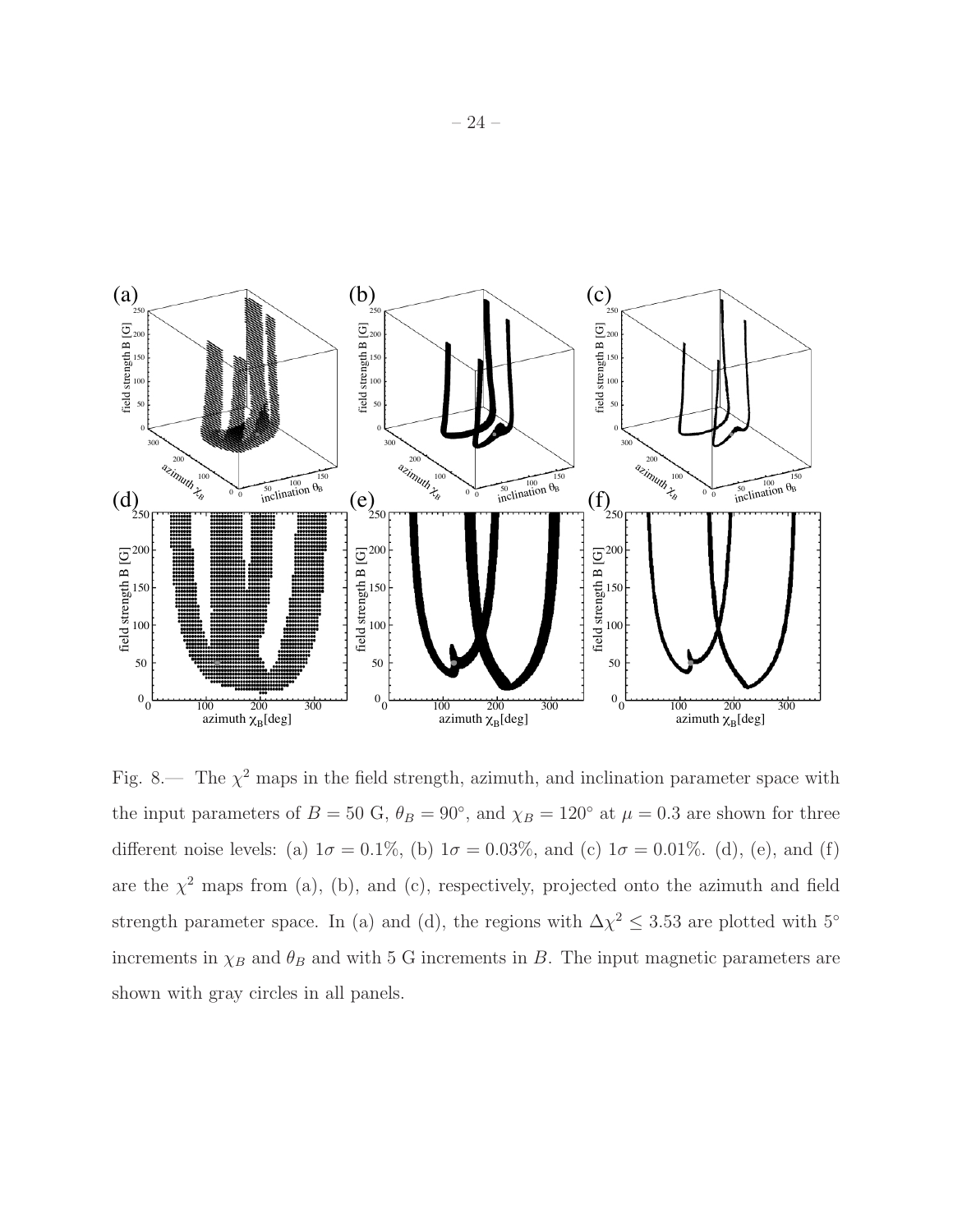Fig. 8.— The $\chi^2$ maps in the field strength, azimuth, and inclination parameter space with the input parameters of $B = 50$ G, $\theta_B = 90^\circ$, and $\chi_B = 120^\circ$ at $\mu = 0.3$ are shown for three different noise levels: (a) $1\sigma = 0.1\%$, (b) $1\sigma = 0.03\%$, and (c) $1\sigma = 0.01\%$. (d), (e), and (f) are the $\chi^2$ maps from (a), (b), and (c), respectively, projected onto the azimuth and field strength parameter space. In (a) and (d), the regions with $\Delta\chi^2 \leq 3.53$ are plotted with $5^\circ$ increments in $\chi_B$ and $\theta_B$ and with 5 G increments in $B$. The input magnetic parameters are shown with gray circles in all panels.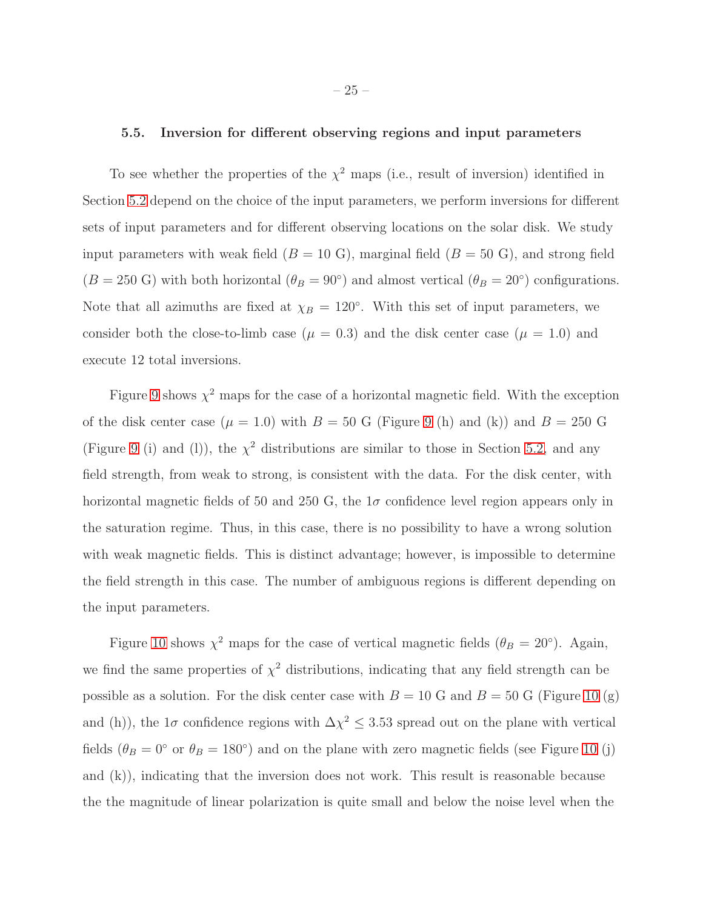### 5.5. Inversion for different observing regions and input parameters

To see whether the properties of the $\chi^2$ maps (i.e., result of inversion) identified in Section 5.2 depend on the choice of the input parameters, we perform inversions for different sets of input parameters and for different observing locations on the solar disk. We study input parameters with weak field ($B = 10$ G), marginal field ($B = 50$ G), and strong field ($B = 250$ G) with both horizontal ($\theta_B = 90°$) and almost vertical ($\theta_B = 20°$) configurations. Note that all azimuths are fixed at $\chi_B = 120°$. With this set of input parameters, we consider both the close-to-limb case ($\mu = 0.3$) and the disk center case ($\mu = 1.0$) and execute 12 total inversions.

Figure 9 shows $\chi^2$ maps for the case of a horizontal magnetic field. With the exception of the disk center case ($\mu = 1.0$) with $B = 50$ G (Figure 9 (h) and (k)) and $B = 250$ G (Figure 9 (i) and (l)), the $\chi^2$ distributions are similar to those in Section 5.2, and any field strength, from weak to strong, is consistent with the data. For the disk center, with horizontal magnetic fields of 50 and 250 G, the $1\sigma$ confidence level region appears only in the saturation regime. Thus, in this case, there is no possibility to have a wrong solution with weak magnetic fields. This is distinct advantage; however, is impossible to determine the field strength in this case. The number of ambiguous regions is different depending on the input parameters.

Figure 10 shows $\chi^2$ maps for the case of vertical magnetic fields ($\theta_B = 20°$). Again, we find the same properties of $\chi^2$ distributions, indicating that any field strength can be possible as a solution. For the disk center case with $B = 10$ G and $B = 50$ G (Figure 10 (g) and (h)), the $1\sigma$ confidence regions with $\Delta\chi^2 \leq 3.53$ spread out on the plane with vertical fields ($\theta_B = 0°$ or $\theta_B = 180°$) and on the plane with zero magnetic fields (see Figure 10 (j) and (k)), indicating that the inversion does not work. This result is reasonable because the the magnitude of linear polarization is quite small and below the noise level when the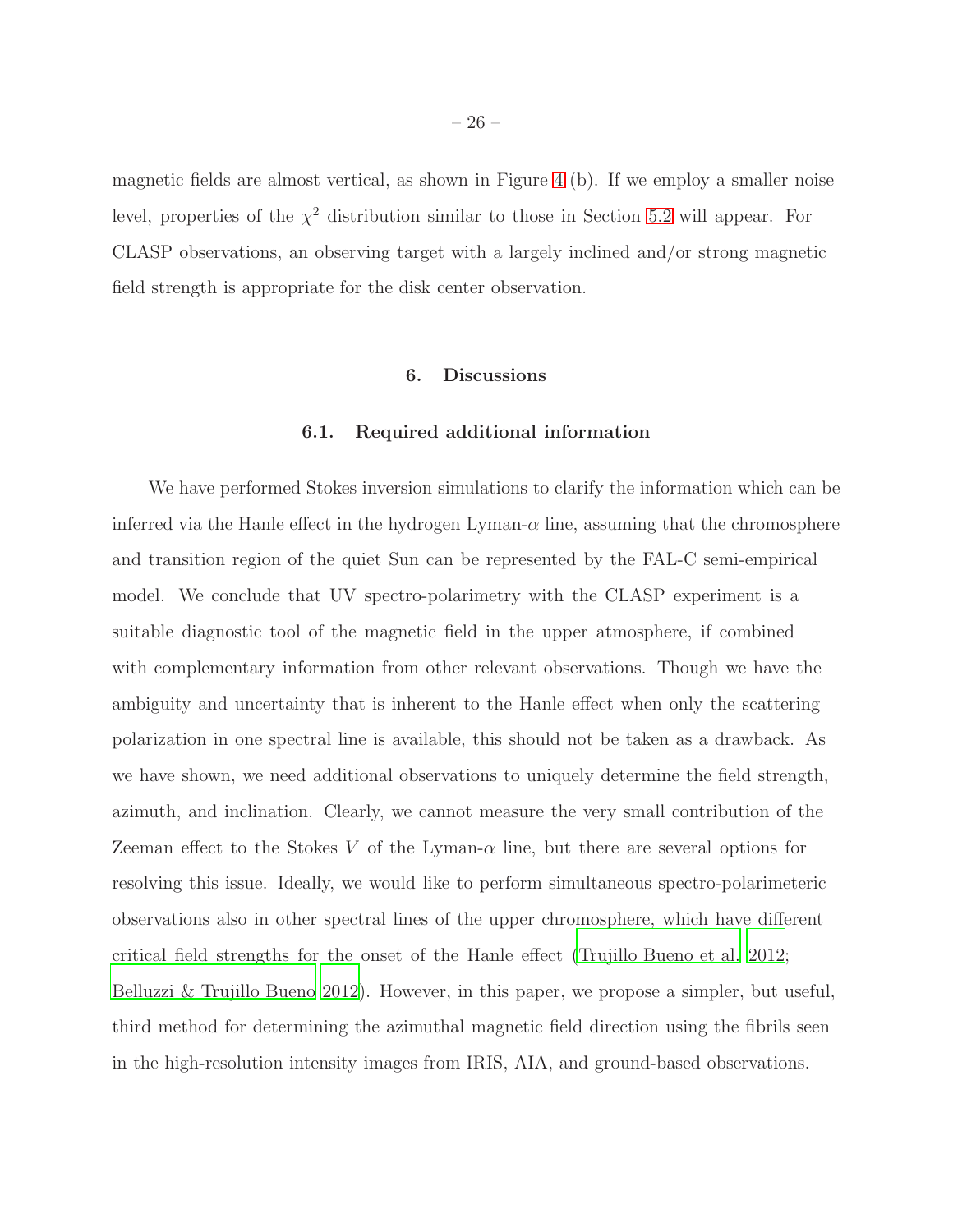magnetic fields are almost vertical, as shown in Figure 4 (b). If we employ a smaller noise level, properties of the $\chi^2$ distribution similar to those in Section 5.2 will appear. For CLASP observations, an observing target with a largely inclined and/or strong magnetic field strength is appropriate for the disk center observation.

## 6. Discussions

### 6.1. Required additional information

We have performed Stokes inversion simulations to clarify the information which can be inferred via the Hanle effect in the hydrogen Lyman-$\alpha$ line, assuming that the chromosphere and transition region of the quiet Sun can be represented by the FAL-C semi-empirical model. We conclude that UV spectro-polarimetry with the CLASP experiment is a suitable diagnostic tool of the magnetic field in the upper atmosphere, if combined with complementary information from other relevant observations. Though we have the ambiguity and uncertainty that is inherent to the Hanle effect when only the scattering polarization in one spectral line is available, this should not be taken as a drawback. As we have shown, we need additional observations to uniquely determine the field strength, azimuth, and inclination. Clearly, we cannot measure the very small contribution of the Zeeman effect to the Stokes $V$ of the Lyman-$\alpha$ line, but there are several options for resolving this issue. Ideally, we would like to perform simultaneous spectro-polarimeteric observations also in other spectral lines of the upper chromosphere, which have different critical field strengths for the onset of the Hanle effect (Trujillo Bueno et al. 2012; Belluzzi & Trujillo Bueno 2012). However, in this paper, we propose a simpler, but useful, third method for determining the azimuthal magnetic field direction using the fibrils seen in the high-resolution intensity images from IRIS, AIA, and ground-based observations.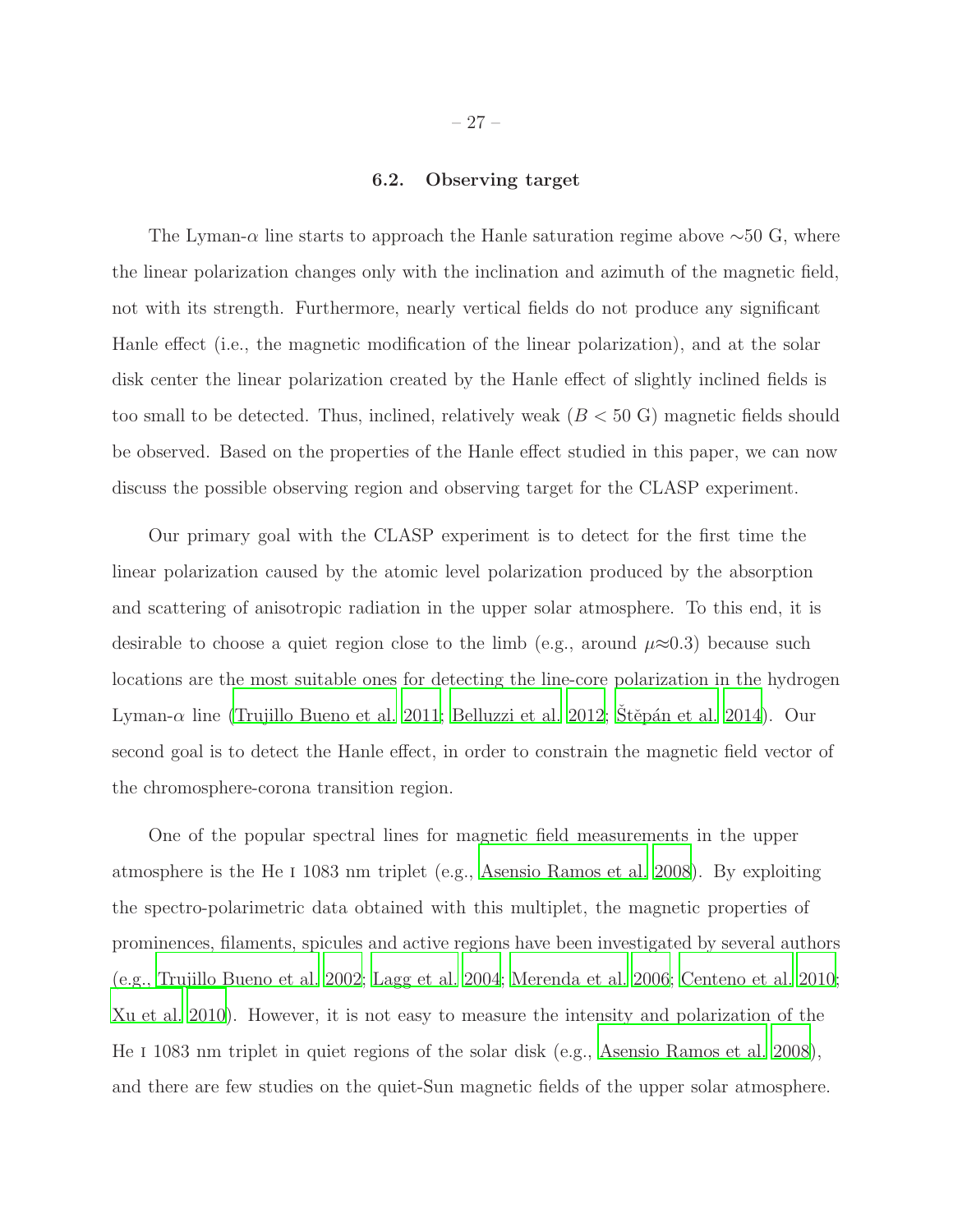### 6.2. Observing target

The Lyman-$\alpha$ line starts to approach the Hanle saturation regime above $\sim$50 G, where the linear polarization changes only with the inclination and azimuth of the magnetic field, not with its strength. Furthermore, nearly vertical fields do not produce any significant Hanle effect (i.e., the magnetic modification of the linear polarization), and at the solar disk center the linear polarization created by the Hanle effect of slightly inclined fields is too small to be detected. Thus, inclined, relatively weak ($B < 50$ G) magnetic fields should be observed. Based on the properties of the Hanle effect studied in this paper, we can now discuss the possible observing region and observing target for the CLASP experiment.

Our primary goal with the CLASP experiment is to detect for the first time the linear polarization caused by the atomic level polarization produced by the absorption and scattering of anisotropic radiation in the upper solar atmosphere. To this end, it is desirable to choose a quiet region close to the limb (e.g., around $\mu \approx 0.3$) because such locations are the most suitable ones for detecting the line-core polarization in the hydrogen Lyman-$\alpha$ line (Trujillo Bueno et al. 2011; Belluzzi et al. 2012; Štěpán et al. 2014). Our second goal is to detect the Hanle effect, in order to constrain the magnetic field vector of the chromosphere-corona transition region.

One of the popular spectral lines for magnetic field measurements in the upper atmosphere is the He I 1083 nm triplet (e.g., Asensio Ramos et al. 2008). By exploiting the spectro-polarimetric data obtained with this multiplet, the magnetic properties of prominences, filaments, spicules and active regions have been investigated by several authors (e.g., Trujillo Bueno et al. 2002; Lagg et al. 2004; Merenda et al. 2006; Centeno et al. 2010; Xu et al. 2010). However, it is not easy to measure the intensity and polarization of the He I 1083 nm triplet in quiet regions of the solar disk (e.g., Asensio Ramos et al. 2008), and there are few studies on the quiet-Sun magnetic fields of the upper solar atmosphere.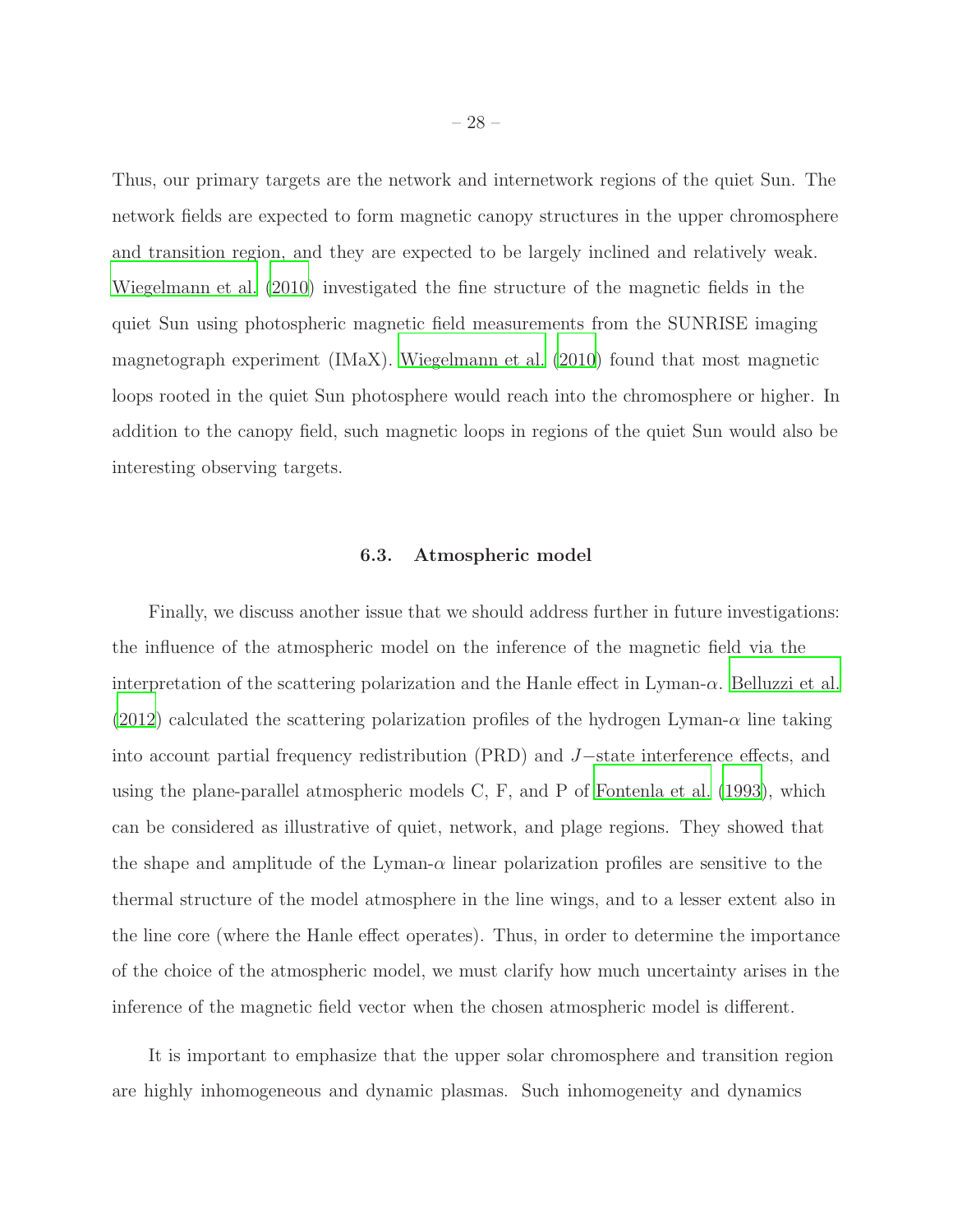Thus, our primary targets are the network and internetwork regions of the quiet Sun. The network fields are expected to form magnetic canopy structures in the upper chromosphere and transition region, and they are expected to be largely inclined and relatively weak. Wiegelmann et al. (2010) investigated the fine structure of the magnetic fields in the quiet Sun using photospheric magnetic field measurements from the SUNRISE imaging magnetograph experiment (IMaX). Wiegelmann et al. (2010) found that most magnetic loops rooted in the quiet Sun photosphere would reach into the chromosphere or higher. In addition to the canopy field, such magnetic loops in regions of the quiet Sun would also be interesting observing targets.

### 6.3. Atmospheric model

Finally, we discuss another issue that we should address further in future investigations: the influence of the atmospheric model on the inference of the magnetic field via the interpretation of the scattering polarization and the Hanle effect in Lyman-$\alpha$. Belluzzi et al. (2012) calculated the scattering polarization profiles of the hydrogen Lyman-$\alpha$ line taking into account partial frequency redistribution (PRD) and $J-$state interference effects, and using the plane-parallel atmospheric models C, F, and P of Fontenla et al. (1993), which can be considered as illustrative of quiet, network, and plage regions. They showed that the shape and amplitude of the Lyman-$\alpha$ linear polarization profiles are sensitive to the thermal structure of the model atmosphere in the line wings, and to a lesser extent also in the line core (where the Hanle effect operates). Thus, in order to determine the importance of the choice of the atmospheric model, we must clarify how much uncertainty arises in the inference of the magnetic field vector when the chosen atmospheric model is different.

It is important to emphasize that the upper solar chromosphere and transition region are highly inhomogeneous and dynamic plasmas. Such inhomogeneity and dynamics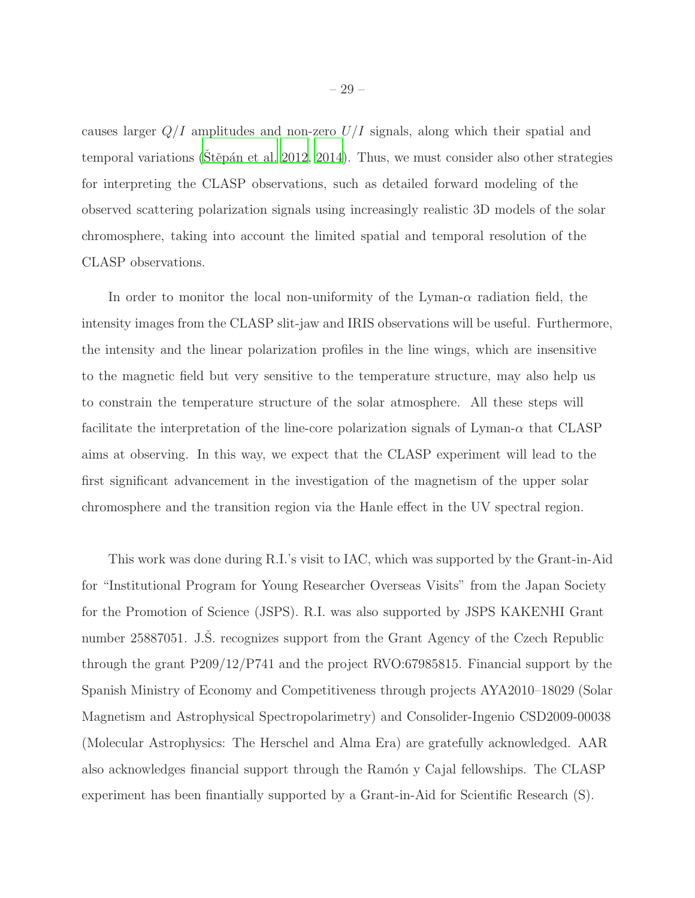causes larger $Q/I$ amplitudes and non-zero $U/I$ signals, along which their spatial and temporal variations (Štěpán et al. 2012, 2014). Thus, we must consider also other strategies for interpreting the CLASP observations, such as detailed forward modeling of the observed scattering polarization signals using increasingly realistic 3D models of the solar chromosphere, taking into account the limited spatial and temporal resolution of the CLASP observations.

In order to monitor the local non-uniformity of the Lyman-$\alpha$ radiation field, the intensity images from the CLASP slit-jaw and IRIS observations will be useful. Furthermore, the intensity and the linear polarization profiles in the line wings, which are insensitive to the magnetic field but very sensitive to the temperature structure, may also help us to constrain the temperature structure of the solar atmosphere. All these steps will facilitate the interpretation of the line-core polarization signals of Lyman-$\alpha$ that CLASP aims at observing. In this way, we expect that the CLASP experiment will lead to the first significant advancement in the investigation of the magnetism of the upper solar chromosphere and the transition region via the Hanle effect in the UV spectral region.

This work was done during R.I.'s visit to IAC, which was supported by the Grant-in-Aid for "Institutional Program for Young Researcher Overseas Visits" from the Japan Society for the Promotion of Science (JSPS). R.I. was also supported by JSPS KAKENHI Grant number 25887051. J.Š. recognizes support from the Grant Agency of the Czech Republic through the grant P209/12/P741 and the project RVO:67985815. Financial support by the Spanish Ministry of Economy and Competitiveness through projects AYA2010–18029 (Solar Magnetism and Astrophysical Spectropolarimetry) and Consolider-Ingenio CSD2009-00038 (Molecular Astrophysics: The Herschel and Alma Era) are gratefully acknowledged. AAR also acknowledges financial support through the Ramón y Cajal fellowships. The CLASP experiment has been finantially supported by a Grant-in-Aid for Scientific Research (S).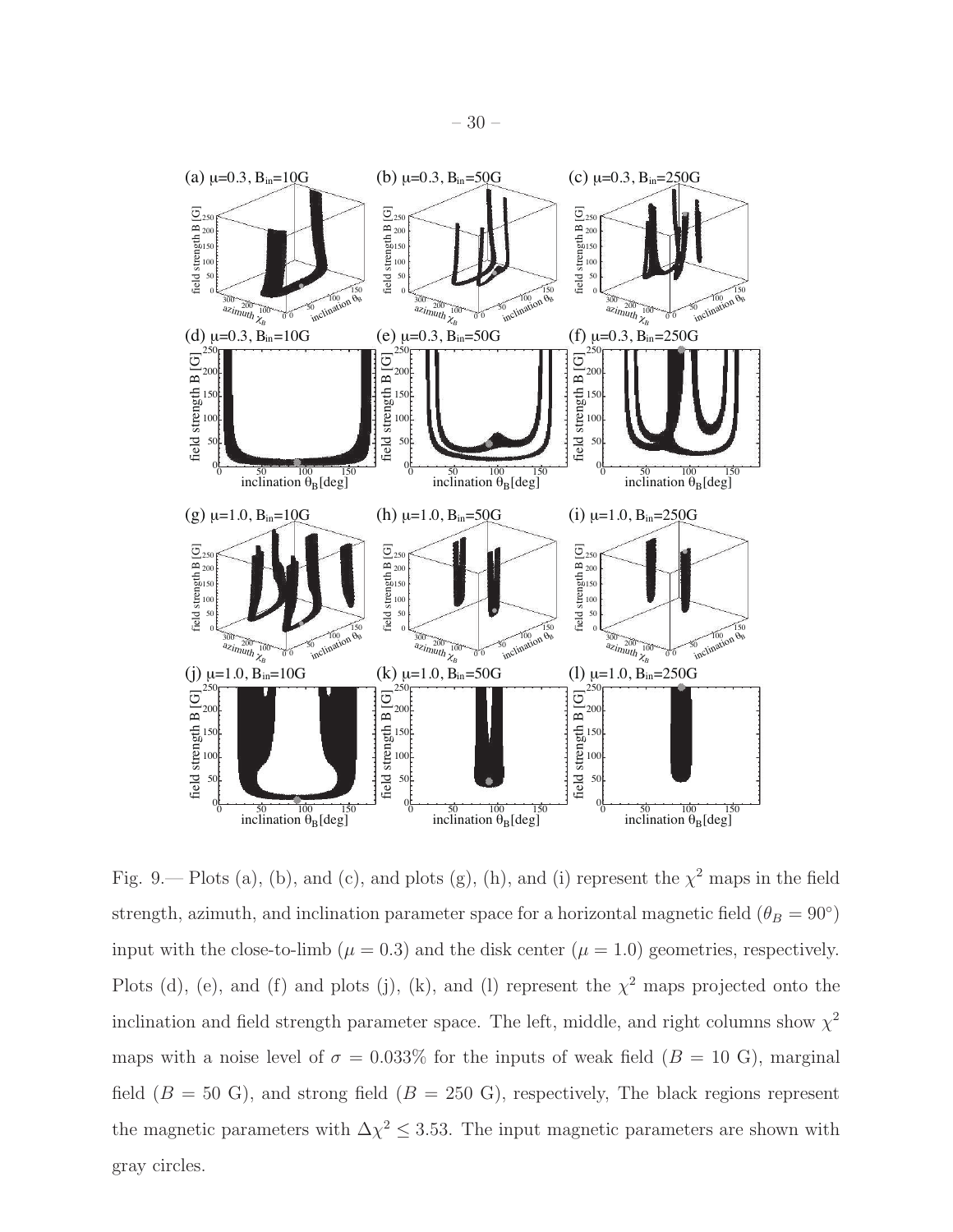Fig. 9.— Plots (a), (b), and (c), and plots (g), (h), and (i) represent the $\chi^2$ maps in the field strength, azimuth, and inclination parameter space for a horizontal magnetic field ($\theta_B = 90^\circ$) input with the close-to-limb ($\mu = 0.3$) and the disk center ($\mu = 1.0$) geometries, respectively. Plots (d), (e), and (f) and plots (j), (k), and (l) represent the $\chi^2$ maps projected onto the inclination and field strength parameter space. The left, middle, and right columns show $\chi^2$ maps with a noise level of $\sigma = 0.033\%$ for the inputs of weak field ($B = 10$ G), marginal field ($B = 50$ G), and strong field ($B = 250$ G), respectively, The black regions represent the magnetic parameters with $\Delta\chi^2 \leq 3.53$. The input magnetic parameters are shown with gray circles.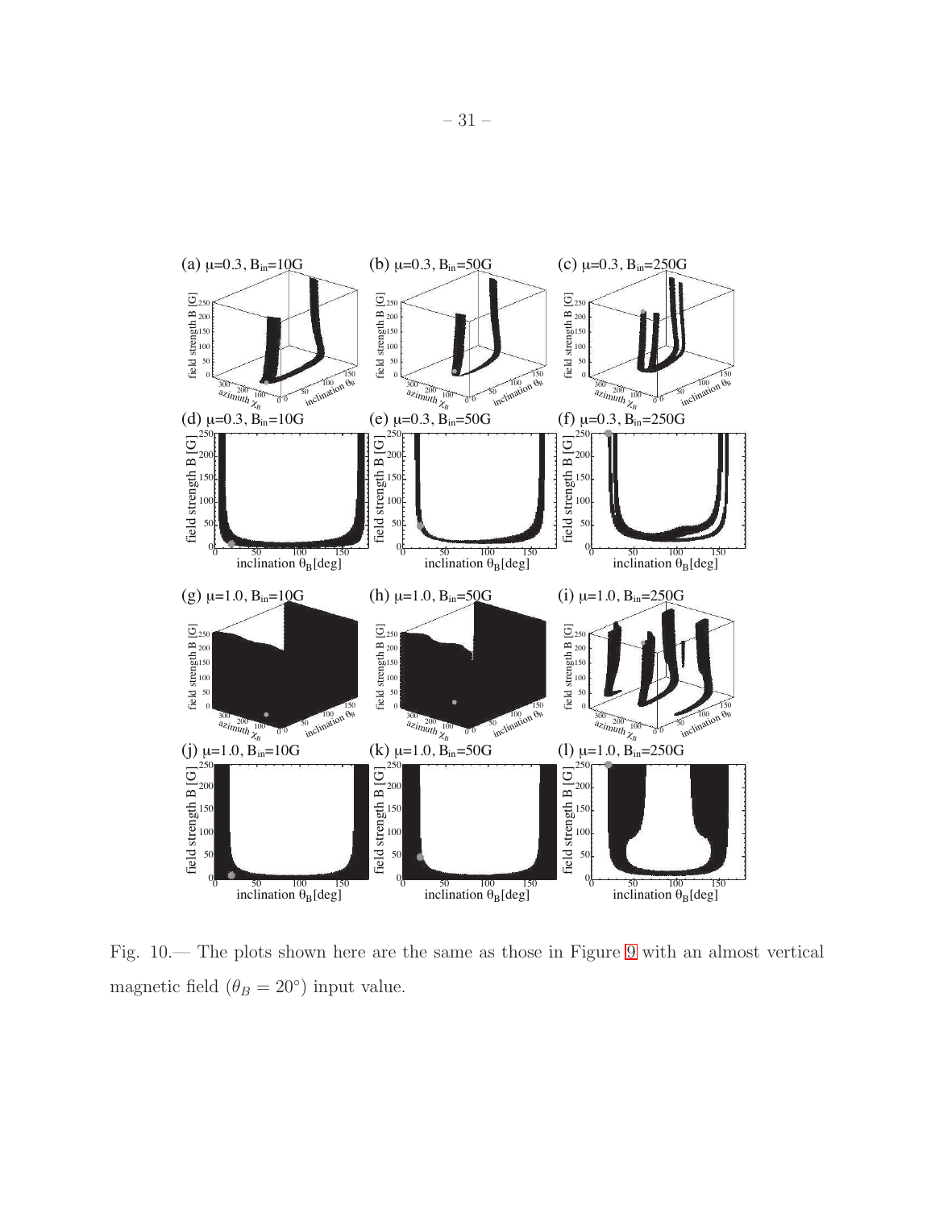Fig. 10.— The plots shown here are the same as those in Figure 9 with an almost vertical magnetic field ($\theta_B = 20^{\circ}$) input value.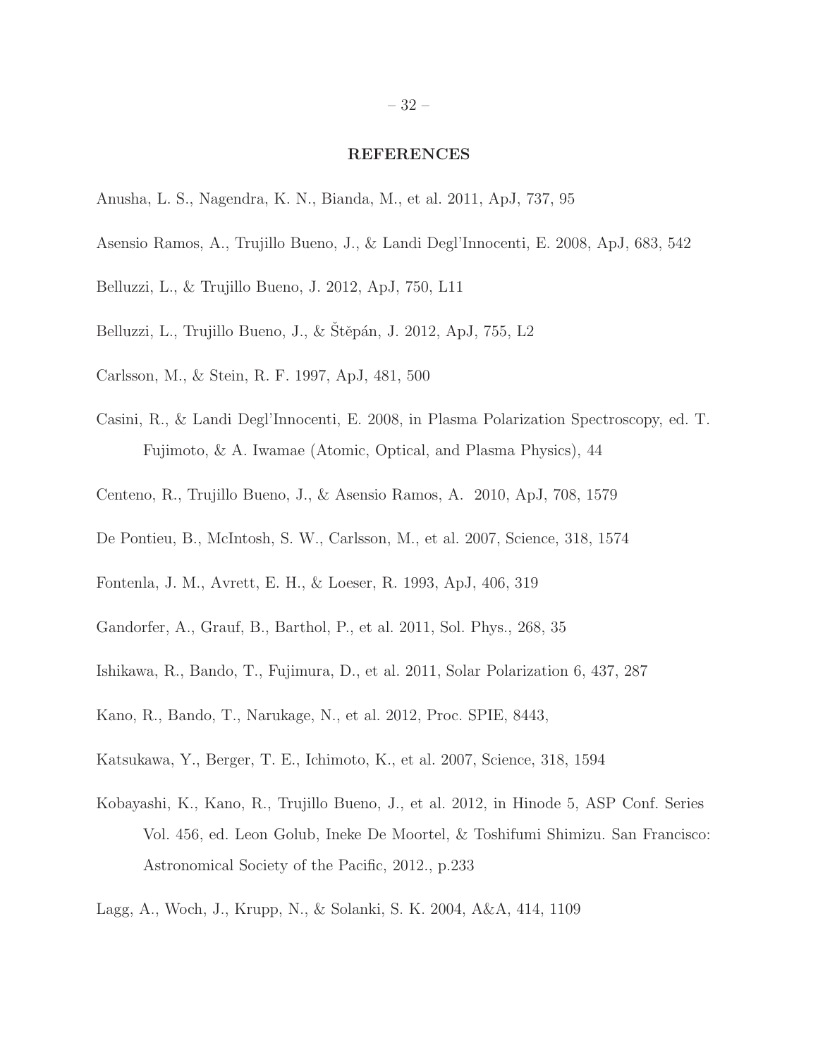## REFERENCES

Anusha, L. S., Nagendra, K. N., Bianda, M., et al. 2011, ApJ, 737, 95

Asensio Ramos, A., Trujillo Bueno, J., & Landi Degl'Innocenti, E. 2008, ApJ, 683, 542

Belluzzi, L., & Trujillo Bueno, J. 2012, ApJ, 750, L11

Belluzzi, L., Trujillo Bueno, J., & Štěpán, J. 2012, ApJ, 755, L2

Carlsson, M., & Stein, R. F. 1997, ApJ, 481, 500

Casini, R., & Landi Degl'Innocenti, E. 2008, in Plasma Polarization Spectroscopy, ed. T. Fujimoto, & A. Iwamae (Atomic, Optical, and Plasma Physics), 44

Centeno, R., Trujillo Bueno, J., & Asensio Ramos, A. 2010, ApJ, 708, 1579

De Pontieu, B., McIntosh, S. W., Carlsson, M., et al. 2007, Science, 318, 1574

Fontenla, J. M., Avrett, E. H., & Loeser, R. 1993, ApJ, 406, 319

Gandorfer, A., Grauf, B., Barthol, P., et al. 2011, Sol. Phys., 268, 35

Ishikawa, R., Bando, T., Fujimura, D., et al. 2011, Solar Polarization 6, 437, 287

Kano, R., Bando, T., Narukage, N., et al. 2012, Proc. SPIE, 8443,

Katsukawa, Y., Berger, T. E., Ichimoto, K., et al. 2007, Science, 318, 1594

Kobayashi, K., Kano, R., Trujillo Bueno, J., et al. 2012, in Hinode 5, ASP Conf. Series Vol. 456, ed. Leon Golub, Ineke De Moortel, & Toshifumi Shimizu. San Francisco: Astronomical Society of the Pacific, 2012., p.233

Lagg, A., Woch, J., Krupp, N., & Solanki, S. K. 2004, A&A, 414, 1109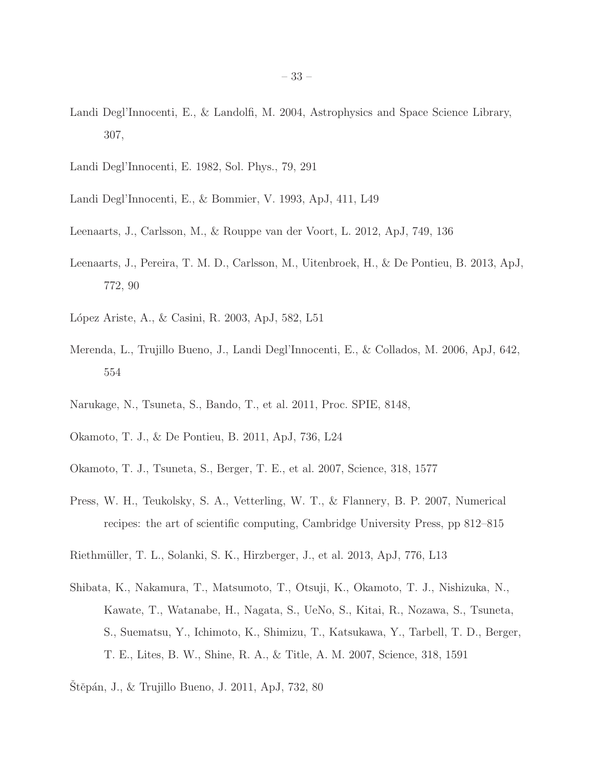Landi Degl'Innocenti, E., & Landolfi, M. 2004, Astrophysics and Space Science Library, 307,

Landi Degl'Innocenti, E. 1982, Sol. Phys., 79, 291

Landi Degl'Innocenti, E., & Bommier, V. 1993, ApJ, 411, L49

Leenaarts, J., Carlsson, M., & Rouppe van der Voort, L. 2012, ApJ, 749, 136

Leenaarts, J., Pereira, T. M. D., Carlsson, M., Uitenbroek, H., & De Pontieu, B. 2013, ApJ, 772, 90

López Ariste, A., & Casini, R. 2003, ApJ, 582, L51

Merenda, L., Trujillo Bueno, J., Landi Degl'Innocenti, E., & Collados, M. 2006, ApJ, 642, 554

Narukage, N., Tsuneta, S., Bando, T., et al. 2011, Proc. SPIE, 8148,

Okamoto, T. J., & De Pontieu, B. 2011, ApJ, 736, L24

Okamoto, T. J., Tsuneta, S., Berger, T. E., et al. 2007, Science, 318, 1577

Press, W. H., Teukolsky, S. A., Vetterling, W. T., & Flannery, B. P. 2007, Numerical recipes: the art of scientific computing, Cambridge University Press, pp 812–815

Riethmüller, T. L., Solanki, S. K., Hirzberger, J., et al. 2013, ApJ, 776, L13

Shibata, K., Nakamura, T., Matsumoto, T., Otsuji, K., Okamoto, T. J., Nishizuka, N., Kawate, T., Watanabe, H., Nagata, S., UeNo, S., Kitai, R., Nozawa, S., Tsuneta, S., Suematsu, Y., Ichimoto, K., Shimizu, T., Katsukawa, Y., Tarbell, T. D., Berger, T. E., Lites, B. W., Shine, R. A., & Title, A. M. 2007, Science, 318, 1591

Štěpán, J., & Trujillo Bueno, J. 2011, ApJ, 732, 80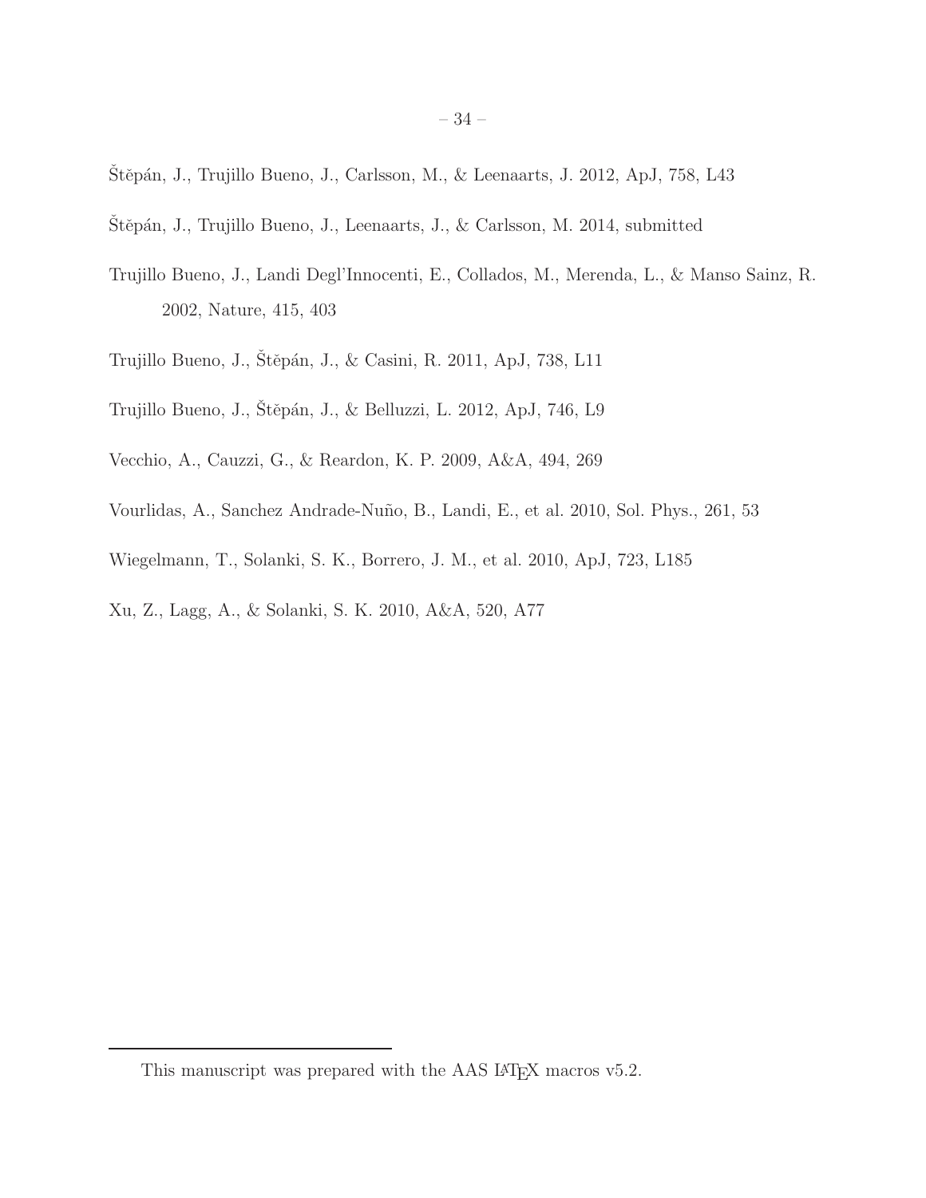Štěpán, J., Trujillo Bueno, J., Carlsson, M., & Leenaarts, J. 2012, ApJ, 758, L43

Štěpán, J., Trujillo Bueno, J., Leenaarts, J., & Carlsson, M. 2014, submitted

Trujillo Bueno, J., Landi Degl'Innocenti, E., Collados, M., Merenda, L., & Manso Sainz, R. 2002, Nature, 415, 403

Trujillo Bueno, J., Štěpán, J., & Casini, R. 2011, ApJ, 738, L11

Trujillo Bueno, J., Štěpán, J., & Belluzzi, L. 2012, ApJ, 746, L9

Vecchio, A., Cauzzi, G., & Reardon, K. P. 2009, A&A, 494, 269

Vourlidas, A., Sanchez Andrade-Nuño, B., Landi, E., et al. 2010, Sol. Phys., 261, 53

Wiegelmann, T., Solanki, S. K., Borrero, J. M., et al. 2010, ApJ, 723, L185

Xu, Z., Lagg, A., & Solanki, S. K. 2010, A&A, 520, A77

---

This manuscript was prepared with the AAS LaTeX macros v5.2.